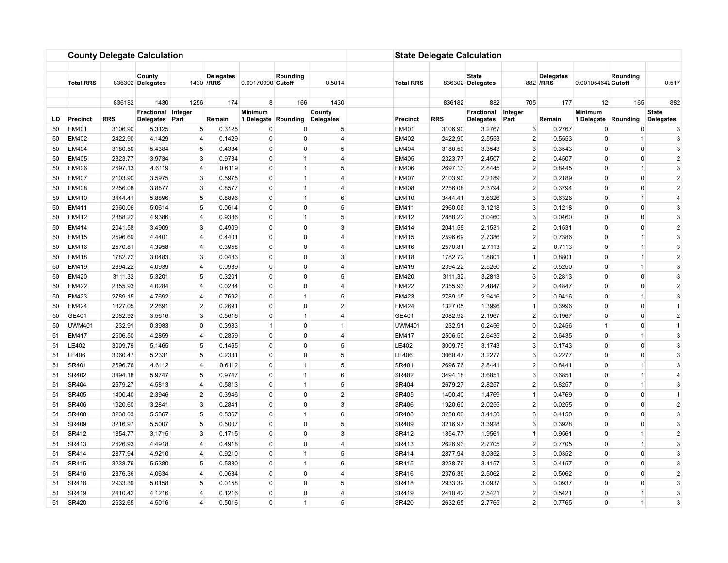## County Delegate Calculation

| | Total RRS | 836302 | County Delegates | 1430 | Delegates /RRS | 0.00170990 | Rounding Cutoff | 0.5014 |
|---|---|---|---|---|---|---|---|---|
| | | 836182 | 1430 | 1256 | 174 | 8 | 166 | 1430 |
| **LD** | **Precinct** | **RRS** | **Fractional Delegates** | **Integer Part** | **Remain** | **Minimum 1 Delegate** | **Rounding** | **County Delegates** |
| 50 | EM401 | 3106.90 | 5.3125 | 5 | 0.3125 | 0 | 0 | 5 |
| 50 | EM402 | 2422.90 | 4.1429 | 4 | 0.1429 | 0 | 0 | 4 |
| 50 | EM404 | 3180.50 | 5.4384 | 5 | 0.4384 | 0 | 0 | 5 |
| 50 | EM405 | 2323.77 | 3.9734 | 3 | 0.9734 | 0 | 1 | 4 |
| 50 | EM406 | 2697.13 | 4.6119 | 4 | 0.6119 | 0 | 1 | 5 |
| 50 | EM407 | 2103.90 | 3.5975 | 3 | 0.5975 | 0 | 1 | 4 |
| 50 | EM408 | 2256.08 | 3.8577 | 3 | 0.8577 | 0 | 1 | 4 |
| 50 | EM410 | 3444.41 | 5.8896 | 5 | 0.8896 | 0 | 1 | 6 |
| 50 | EM411 | 2960.06 | 5.0614 | 5 | 0.0614 | 0 | 0 | 5 |
| 50 | EM412 | 2888.22 | 4.9386 | 4 | 0.9386 | 0 | 1 | 5 |
| 50 | EM414 | 2041.58 | 3.4909 | 3 | 0.4909 | 0 | 0 | 3 |
| 50 | EM415 | 2596.69 | 4.4401 | 4 | 0.4401 | 0 | 0 | 4 |
| 50 | EM416 | 2570.81 | 4.3958 | 4 | 0.3958 | 0 | 0 | 4 |
| 50 | EM418 | 1782.72 | 3.0483 | 3 | 0.0483 | 0 | 0 | 3 |
| 50 | EM419 | 2394.22 | 4.0939 | 4 | 0.0939 | 0 | 0 | 4 |
| 50 | EM420 | 3111.32 | 5.3201 | 5 | 0.3201 | 0 | 0 | 5 |
| 50 | EM422 | 2355.93 | 4.0284 | 4 | 0.0284 | 0 | 0 | 4 |
| 50 | EM423 | 2789.15 | 4.7692 | 4 | 0.7692 | 0 | 1 | 5 |
| 50 | EM424 | 1327.05 | 2.2691 | 2 | 0.2691 | 0 | 0 | 2 |
| 50 | GE401 | 2082.92 | 3.5616 | 3 | 0.5616 | 0 | 1 | 4 |
| 50 | UWM401 | 232.91 | 0.3983 | 0 | 0.3983 | 1 | 0 | 1 |
| 51 | EM417 | 2506.50 | 4.2859 | 4 | 0.2859 | 0 | 0 | 4 |
| 51 | LE402 | 3009.79 | 5.1465 | 5 | 0.1465 | 0 | 0 | 5 |
| 51 | LE406 | 3060.47 | 5.2331 | 5 | 0.2331 | 0 | 0 | 5 |
| 51 | SR401 | 2696.76 | 4.6112 | 4 | 0.6112 | 0 | 1 | 5 |
| 51 | SR402 | 3494.18 | 5.9747 | 5 | 0.9747 | 0 | 1 | 6 |
| 51 | SR404 | 2679.27 | 4.5813 | 4 | 0.5813 | 0 | 1 | 5 |
| 51 | SR405 | 1400.40 | 2.3946 | 2 | 0.3946 | 0 | 0 | 2 |
| 51 | SR406 | 1920.60 | 3.2841 | 3 | 0.2841 | 0 | 0 | 3 |
| 51 | SR408 | 3238.03 | 5.5367 | 5 | 0.5367 | 0 | 1 | 6 |
| 51 | SR409 | 3216.97 | 5.5007 | 5 | 0.5007 | 0 | 0 | 5 |
| 51 | SR412 | 1854.77 | 3.1715 | 3 | 0.1715 | 0 | 0 | 3 |
| 51 | SR413 | 2626.93 | 4.4918 | 4 | 0.4918 | 0 | 0 | 4 |
| 51 | SR414 | 2877.94 | 4.9210 | 4 | 0.9210 | 0 | 1 | 5 |
| 51 | SR415 | 3238.76 | 5.5380 | 5 | 0.5380 | 0 | 1 | 6 |
| 51 | SR416 | 2376.36 | 4.0634 | 4 | 0.0634 | 0 | 0 | 4 |
| 51 | SR418 | 2933.39 | 5.0158 | 5 | 0.0158 | 0 | 0 | 5 |
| 51 | SR419 | 2410.42 | 4.1216 | 4 | 0.1216 | 0 | 0 | 4 |
| 51 | SR420 | 2632.65 | 4.5016 | 4 | 0.5016 | 0 | 1 | 5 |

## State Delegate Calculation

| Total RRS | 836302 | State Delegates | 882 | Delegates /RRS | 0.001054642 | Rounding Cutoff | 0.517 |
|---|---|---|---|---|---|---|---|
| | 836182 | 882 | 705 | 177 | 12 | 165 | 882 |
| **Precinct** | **RRS** | **Fractional Delegates** | **Integer Part** | **Remain** | **Minimum 1 Delegate** | **Rounding** | **State Delegates** |
| EM401 | 3106.90 | 3.2767 | 3 | 0.2767 | 0 | 0 | 3 |
| EM402 | 2422.90 | 2.5553 | 2 | 0.5553 | 0 | 1 | 3 |
| EM404 | 3180.50 | 3.3543 | 3 | 0.3543 | 0 | 0 | 3 |
| EM405 | 2323.77 | 2.4507 | 2 | 0.4507 | 0 | 0 | 2 |
| EM406 | 2697.13 | 2.8445 | 2 | 0.8445 | 0 | 1 | 3 |
| EM407 | 2103.90 | 2.2189 | 2 | 0.2189 | 0 | 0 | 2 |
| EM408 | 2256.08 | 2.3794 | 2 | 0.3794 | 0 | 0 | 2 |
| EM410 | 3444.41 | 3.6326 | 3 | 0.6326 | 0 | 1 | 4 |
| EM411 | 2960.06 | 3.1218 | 3 | 0.1218 | 0 | 0 | 3 |
| EM412 | 2888.22 | 3.0460 | 3 | 0.0460 | 0 | 0 | 3 |
| EM414 | 2041.58 | 2.1531 | 2 | 0.1531 | 0 | 0 | 2 |
| EM415 | 2596.69 | 2.7386 | 2 | 0.7386 | 0 | 1 | 3 |
| EM416 | 2570.81 | 2.7113 | 2 | 0.7113 | 0 | 1 | 3 |
| EM418 | 1782.72 | 1.8801 | 1 | 0.8801 | 0 | 1 | 2 |
| EM419 | 2394.22 | 2.5250 | 2 | 0.5250 | 0 | 1 | 3 |
| EM420 | 3111.32 | 3.2813 | 3 | 0.2813 | 0 | 0 | 3 |
| EM422 | 2355.93 | 2.4847 | 2 | 0.4847 | 0 | 0 | 2 |
| EM423 | 2789.15 | 2.9416 | 2 | 0.9416 | 0 | 1 | 3 |
| EM424 | 1327.05 | 1.3996 | 1 | 0.3996 | 0 | 0 | 1 |
| GE401 | 2082.92 | 2.1967 | 2 | 0.1967 | 0 | 0 | 2 |
| UWM401 | 232.91 | 0.2456 | 0 | 0.2456 | 1 | 0 | 1 |
| EM417 | 2506.50 | 2.6435 | 2 | 0.6435 | 0 | 1 | 3 |
| LE402 | 3009.79 | 3.1743 | 3 | 0.1743 | 0 | 0 | 3 |
| LE406 | 3060.47 | 3.2277 | 3 | 0.2277 | 0 | 0 | 3 |
| SR401 | 2696.76 | 2.8441 | 2 | 0.8441 | 0 | 1 | 3 |
| SR402 | 3494.18 | 3.6851 | 3 | 0.6851 | 0 | 1 | 4 |
| SR404 | 2679.27 | 2.8257 | 2 | 0.8257 | 0 | 1 | 3 |
| SR405 | 1400.40 | 1.4769 | 1 | 0.4769 | 0 | 0 | 1 |
| SR406 | 1920.60 | 2.0255 | 2 | 0.0255 | 0 | 0 | 2 |
| SR408 | 3238.03 | 3.4150 | 3 | 0.4150 | 0 | 0 | 3 |
| SR409 | 3216.97 | 3.3928 | 3 | 0.3928 | 0 | 0 | 3 |
| SR412 | 1854.77 | 1.9561 | 1 | 0.9561 | 0 | 1 | 2 |
| SR413 | 2626.93 | 2.7705 | 2 | 0.7705 | 0 | 1 | 3 |
| SR414 | 2877.94 | 3.0352 | 3 | 0.0352 | 0 | 0 | 3 |
| SR415 | 3238.76 | 3.4157 | 3 | 0.4157 | 0 | 0 | 3 |
| SR416 | 2376.36 | 2.5062 | 2 | 0.5062 | 0 | 0 | 2 |
| SR418 | 2933.39 | 3.0937 | 3 | 0.0937 | 0 | 0 | 3 |
| SR419 | 2410.42 | 2.5421 | 2 | 0.5421 | 0 | 1 | 3 |
| SR420 | 2632.65 | 2.7765 | 2 | 0.7765 | 0 | 1 | 3 |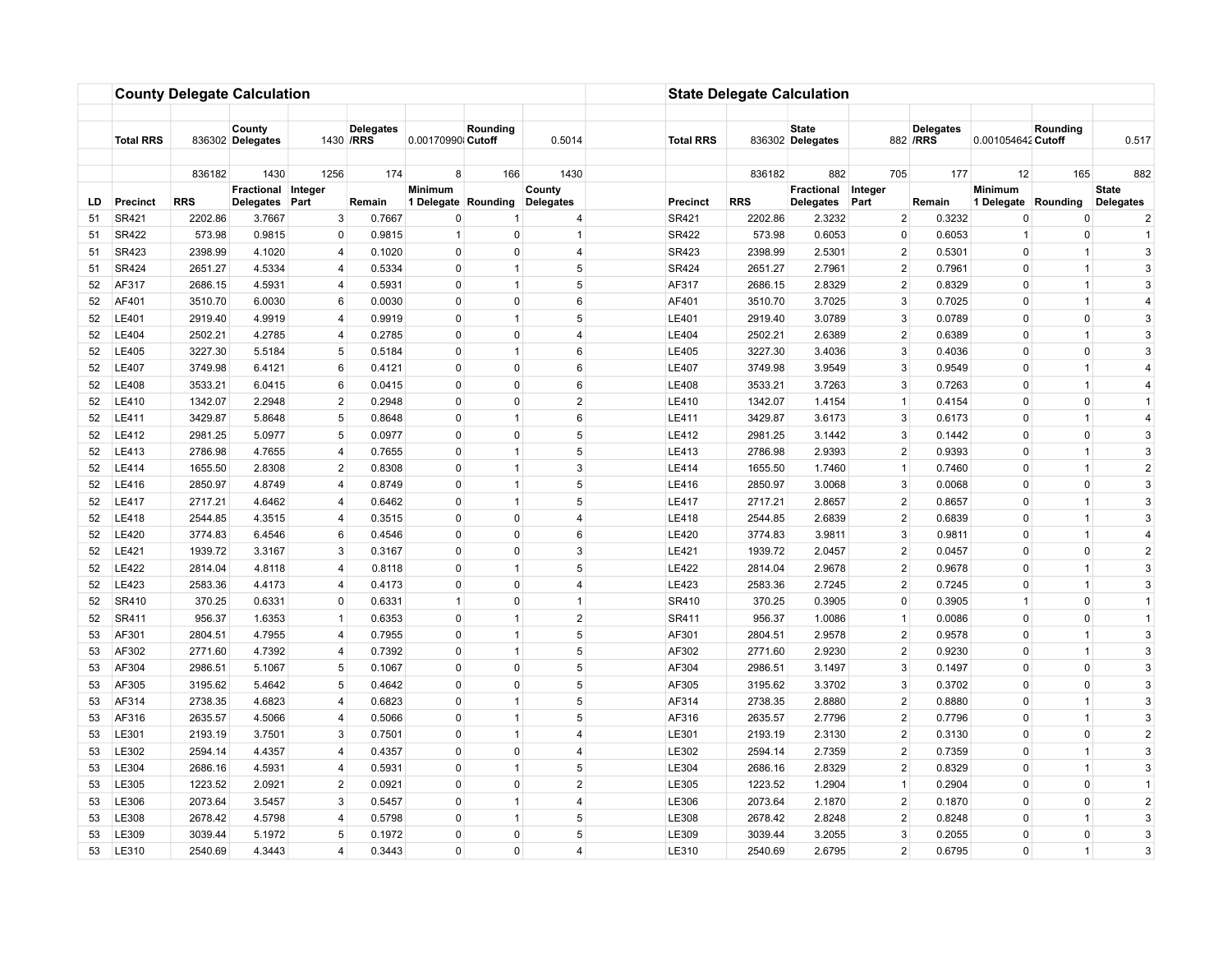## County Delegate Calculation

| | | | | | | | | |
|---|---|---|---|---|---|---|---|---|
| | Total RRS | 836302 | County Delegates | 1430 | Delegates /RRS | 0.00170990 | Rounding Cutoff | 0.5014 |
| | | 836182 | 1430 | 1256 | 174 | 8 | 166 | 1430 |
| LD | Precinct | RRS | Fractional Delegates | Integer Part | Remain | Minimum 1 Delegate | Rounding | County Delegates |
| 51 | SR421 | 2202.86 | 3.7667 | 3 | 0.7667 | 0 | 1 | 4 |
| 51 | SR422 | 573.98 | 0.9815 | 0 | 0.9815 | 1 | 0 | 1 |
| 51 | SR423 | 2398.99 | 4.1020 | 4 | 0.1020 | 0 | 0 | 4 |
| 51 | SR424 | 2651.27 | 4.5334 | 4 | 0.5334 | 0 | 1 | 5 |
| 52 | AF317 | 2686.15 | 4.5931 | 4 | 0.5931 | 0 | 1 | 5 |
| 52 | AF401 | 3510.70 | 6.0030 | 6 | 0.0030 | 0 | 0 | 6 |
| 52 | LE401 | 2919.40 | 4.9919 | 4 | 0.9919 | 0 | 1 | 5 |
| 52 | LE404 | 2502.21 | 4.2785 | 4 | 0.2785 | 0 | 0 | 4 |
| 52 | LE405 | 3227.30 | 5.5184 | 5 | 0.5184 | 0 | 1 | 6 |
| 52 | LE407 | 3749.98 | 6.4121 | 6 | 0.4121 | 0 | 0 | 6 |
| 52 | LE408 | 3533.21 | 6.0415 | 6 | 0.0415 | 0 | 0 | 6 |
| 52 | LE410 | 1342.07 | 2.2948 | 2 | 0.2948 | 0 | 0 | 2 |
| 52 | LE411 | 3429.87 | 5.8648 | 5 | 0.8648 | 0 | 1 | 6 |
| 52 | LE412 | 2981.25 | 5.0977 | 5 | 0.0977 | 0 | 0 | 5 |
| 52 | LE413 | 2786.98 | 4.7655 | 4 | 0.7655 | 0 | 1 | 5 |
| 52 | LE414 | 1655.50 | 2.8308 | 2 | 0.8308 | 0 | 1 | 3 |
| 52 | LE416 | 2850.97 | 4.8749 | 4 | 0.8749 | 0 | 1 | 5 |
| 52 | LE417 | 2717.21 | 4.6462 | 4 | 0.6462 | 0 | 1 | 5 |
| 52 | LE418 | 2544.85 | 4.3515 | 4 | 0.3515 | 0 | 0 | 4 |
| 52 | LE420 | 3774.83 | 6.4546 | 6 | 0.4546 | 0 | 0 | 6 |
| 52 | LE421 | 1939.72 | 3.3167 | 3 | 0.3167 | 0 | 0 | 3 |
| 52 | LE422 | 2814.04 | 4.8118 | 4 | 0.8118 | 0 | 1 | 5 |
| 52 | LE423 | 2583.36 | 4.4173 | 4 | 0.4173 | 0 | 0 | 4 |
| 52 | SR410 | 370.25 | 0.6331 | 0 | 0.6331 | 1 | 0 | 1 |
| 52 | SR411 | 956.37 | 1.6353 | 1 | 0.6353 | 0 | 1 | 2 |
| 53 | AF301 | 2804.51 | 4.7955 | 4 | 0.7955 | 0 | 1 | 5 |
| 53 | AF302 | 2771.60 | 4.7392 | 4 | 0.7392 | 0 | 1 | 5 |
| 53 | AF304 | 2986.51 | 5.1067 | 5 | 0.1067 | 0 | 0 | 5 |
| 53 | AF305 | 3195.62 | 5.4642 | 5 | 0.4642 | 0 | 0 | 5 |
| 53 | AF314 | 2738.35 | 4.6823 | 4 | 0.6823 | 0 | 1 | 5 |
| 53 | AF316 | 2635.57 | 4.5066 | 4 | 0.5066 | 0 | 1 | 5 |
| 53 | LE301 | 2193.19 | 3.7501 | 3 | 0.7501 | 0 | 1 | 4 |
| 53 | LE302 | 2594.14 | 4.4357 | 4 | 0.4357 | 0 | 0 | 4 |
| 53 | LE304 | 2686.16 | 4.5931 | 4 | 0.5931 | 0 | 1 | 5 |
| 53 | LE305 | 1223.52 | 2.0921 | 2 | 0.0921 | 0 | 0 | 2 |
| 53 | LE306 | 2073.64 | 3.5457 | 3 | 0.5457 | 0 | 1 | 4 |
| 53 | LE308 | 2678.42 | 4.5798 | 4 | 0.5798 | 0 | 1 | 5 |
| 53 | LE309 | 3039.44 | 5.1972 | 5 | 0.1972 | 0 | 0 | 5 |
| 53 | LE310 | 2540.69 | 4.3443 | 4 | 0.3443 | 0 | 0 | 4 |

## State Delegate Calculation

| | | | | | | | |
|---|---|---|---|---|---|---|---|
| Total RRS | 836302 | State Delegates | 882 | Delegates /RRS | 0.001054642 | Rounding Cutoff | 0.517 |
| | 836182 | 882 | 705 | 177 | 12 | 165 | 882 |
| Precinct | RRS | Fractional Delegates | Integer Part | Remain | Minimum 1 Delegate | Rounding | State Delegates |
| SR421 | 2202.86 | 2.3232 | 2 | 0.3232 | 0 | 0 | 2 |
| SR422 | 573.98 | 0.6053 | 0 | 0.6053 | 1 | 0 | 1 |
| SR423 | 2398.99 | 2.5301 | 2 | 0.5301 | 0 | 1 | 3 |
| SR424 | 2651.27 | 2.7961 | 2 | 0.7961 | 0 | 1 | 3 |
| AF317 | 2686.15 | 2.8329 | 2 | 0.8329 | 0 | 1 | 3 |
| AF401 | 3510.70 | 3.7025 | 3 | 0.7025 | 0 | 1 | 4 |
| LE401 | 2919.40 | 3.0789 | 3 | 0.0789 | 0 | 0 | 3 |
| LE404 | 2502.21 | 2.6389 | 2 | 0.6389 | 0 | 1 | 3 |
| LE405 | 3227.30 | 3.4036 | 3 | 0.4036 | 0 | 0 | 3 |
| LE407 | 3749.98 | 3.9549 | 3 | 0.9549 | 0 | 1 | 4 |
| LE408 | 3533.21 | 3.7263 | 3 | 0.7263 | 0 | 1 | 4 |
| LE410 | 1342.07 | 1.4154 | 1 | 0.4154 | 0 | 0 | 1 |
| LE411 | 3429.87 | 3.6173 | 3 | 0.6173 | 0 | 1 | 4 |
| LE412 | 2981.25 | 3.1442 | 3 | 0.1442 | 0 | 0 | 3 |
| LE413 | 2786.98 | 2.9393 | 2 | 0.9393 | 0 | 1 | 3 |
| LE414 | 1655.50 | 1.7460 | 1 | 0.7460 | 0 | 1 | 2 |
| LE416 | 2850.97 | 3.0068 | 3 | 0.0068 | 0 | 0 | 3 |
| LE417 | 2717.21 | 2.8657 | 2 | 0.8657 | 0 | 1 | 3 |
| LE418 | 2544.85 | 2.6839 | 2 | 0.6839 | 0 | 1 | 3 |
| LE420 | 3774.83 | 3.9811 | 3 | 0.9811 | 0 | 1 | 4 |
| LE421 | 1939.72 | 2.0457 | 2 | 0.0457 | 0 | 0 | 2 |
| LE422 | 2814.04 | 2.9678 | 2 | 0.9678 | 0 | 1 | 3 |
| LE423 | 2583.36 | 2.7245 | 2 | 0.7245 | 0 | 1 | 3 |
| SR410 | 370.25 | 0.3905 | 0 | 0.3905 | 1 | 0 | 1 |
| SR411 | 956.37 | 1.0086 | 1 | 0.0086 | 0 | 0 | 1 |
| AF301 | 2804.51 | 2.9578 | 2 | 0.9578 | 0 | 1 | 3 |
| AF302 | 2771.60 | 2.9230 | 2 | 0.9230 | 0 | 1 | 3 |
| AF304 | 2986.51 | 3.1497 | 3 | 0.1497 | 0 | 0 | 3 |
| AF305 | 3195.62 | 3.3702 | 3 | 0.3702 | 0 | 0 | 3 |
| AF314 | 2738.35 | 2.8880 | 2 | 0.8880 | 0 | 1 | 3 |
| AF316 | 2635.57 | 2.7796 | 2 | 0.7796 | 0 | 1 | 3 |
| LE301 | 2193.19 | 2.3130 | 2 | 0.3130 | 0 | 0 | 2 |
| LE302 | 2594.14 | 2.7359 | 2 | 0.7359 | 0 | 1 | 3 |
| LE304 | 2686.16 | 2.8329 | 2 | 0.8329 | 0 | 1 | 3 |
| LE305 | 1223.52 | 1.2904 | 1 | 0.2904 | 0 | 0 | 1 |
| LE306 | 2073.64 | 2.1870 | 2 | 0.1870 | 0 | 0 | 2 |
| LE308 | 2678.42 | 2.8248 | 2 | 0.8248 | 0 | 1 | 3 |
| LE309 | 3039.44 | 3.2055 | 3 | 0.2055 | 0 | 0 | 3 |
| LE310 | 2540.69 | 2.6795 | 2 | 0.6795 | 0 | 1 | 3 |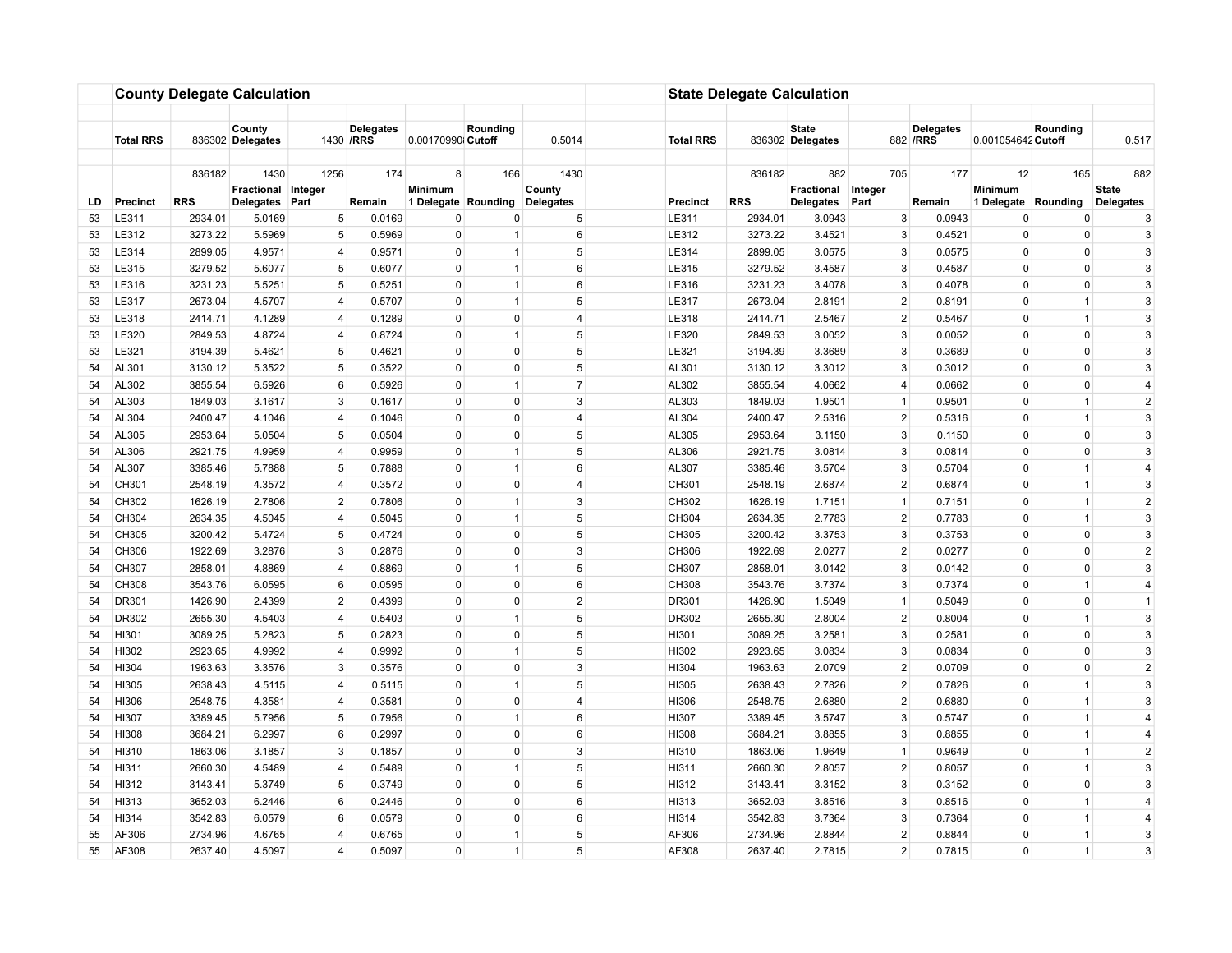| | **County Delegate Calculation** | | | | | | | | | | **State Delegate Calculation** | | | | | | | |
|---|---|---|---|---|---|---|---|---|---|---|---|---|---|---|---|---|---|---|
| | **Total RRS** | 836302 | **County Delegates** | 1430 | **Delegates /RRS** | 0.00170990 | **Rounding Cutoff** | 0.5014 | | | **Total RRS** | 836302 | **State Delegates** | 882 | **Delegates /RRS** | 0.001054642 | **Rounding Cutoff** | 0.517 |
| | | 836182 | 1430 | 1256 | 174 | 8 | 166 | 1430 | | | | 836182 | 882 | 705 | 177 | 12 | 165 | 882 |
| **LD** | **Precinct** | **RRS** | **Fractional Delegates** | **Integer Part** | **Remain** | **Minimum 1 Delegate** | **Rounding** | **County Delegates** | | | **Precinct** | **RRS** | **Fractional Delegates** | **Integer Part** | **Remain** | **Minimum 1 Delegate** | **Rounding** | **State Delegates** |
| 53 | LE311 | 2934.01 | 5.0169 | 5 | 0.0169 | 0 | 0 | 5 | | | LE311 | 2934.01 | 3.0943 | 3 | 0.0943 | 0 | 0 | 3 |
| 53 | LE312 | 3273.22 | 5.5969 | 5 | 0.5969 | 0 | 1 | 6 | | | LE312 | 3273.22 | 3.4521 | 3 | 0.4521 | 0 | 0 | 3 |
| 53 | LE314 | 2899.05 | 4.9571 | 4 | 0.9571 | 0 | 1 | 5 | | | LE314 | 2899.05 | 3.0575 | 3 | 0.0575 | 0 | 0 | 3 |
| 53 | LE315 | 3279.52 | 5.6077 | 5 | 0.6077 | 0 | 1 | 6 | | | LE315 | 3279.52 | 3.4587 | 3 | 0.4587 | 0 | 0 | 3 |
| 53 | LE316 | 3231.23 | 5.5251 | 5 | 0.5251 | 0 | 1 | 6 | | | LE316 | 3231.23 | 3.4078 | 3 | 0.4078 | 0 | 0 | 3 |
| 53 | LE317 | 2673.04 | 4.5707 | 4 | 0.5707 | 0 | 1 | 5 | | | LE317 | 2673.04 | 2.8191 | 2 | 0.8191 | 0 | 1 | 3 |
| 53 | LE318 | 2414.71 | 4.1289 | 4 | 0.1289 | 0 | 0 | 4 | | | LE318 | 2414.71 | 2.5467 | 2 | 0.5467 | 0 | 1 | 3 |
| 53 | LE320 | 2849.53 | 4.8724 | 4 | 0.8724 | 0 | 1 | 5 | | | LE320 | 2849.53 | 3.0052 | 3 | 0.0052 | 0 | 0 | 3 |
| 53 | LE321 | 3194.39 | 5.4621 | 5 | 0.4621 | 0 | 0 | 5 | | | LE321 | 3194.39 | 3.3689 | 3 | 0.3689 | 0 | 0 | 3 |
| 54 | AL301 | 3130.12 | 5.3522 | 5 | 0.3522 | 0 | 0 | 5 | | | AL301 | 3130.12 | 3.3012 | 3 | 0.3012 | 0 | 0 | 3 |
| 54 | AL302 | 3855.54 | 6.5926 | 6 | 0.5926 | 0 | 1 | 7 | | | AL302 | 3855.54 | 4.0662 | 4 | 0.0662 | 0 | 0 | 4 |
| 54 | AL303 | 1849.03 | 3.1617 | 3 | 0.1617 | 0 | 0 | 3 | | | AL303 | 1849.03 | 1.9501 | 1 | 0.9501 | 0 | 1 | 2 |
| 54 | AL304 | 2400.47 | 4.1046 | 4 | 0.1046 | 0 | 0 | 4 | | | AL304 | 2400.47 | 2.5316 | 2 | 0.5316 | 0 | 1 | 3 |
| 54 | AL305 | 2953.64 | 5.0504 | 5 | 0.0504 | 0 | 0 | 5 | | | AL305 | 2953.64 | 3.1150 | 3 | 0.1150 | 0 | 0 | 3 |
| 54 | AL306 | 2921.75 | 4.9959 | 4 | 0.9959 | 0 | 1 | 5 | | | AL306 | 2921.75 | 3.0814 | 3 | 0.0814 | 0 | 0 | 3 |
| 54 | AL307 | 3385.46 | 5.7888 | 5 | 0.7888 | 0 | 1 | 6 | | | AL307 | 3385.46 | 3.5704 | 3 | 0.5704 | 0 | 1 | 4 |
| 54 | CH301 | 2548.19 | 4.3572 | 4 | 0.3572 | 0 | 0 | 4 | | | CH301 | 2548.19 | 2.6874 | 2 | 0.6874 | 0 | 1 | 3 |
| 54 | CH302 | 1626.19 | 2.7806 | 2 | 0.7806 | 0 | 1 | 3 | | | CH302 | 1626.19 | 1.7151 | 1 | 0.7151 | 0 | 1 | 2 |
| 54 | CH304 | 2634.35 | 4.5045 | 4 | 0.5045 | 0 | 1 | 5 | | | CH304 | 2634.35 | 2.7783 | 2 | 0.7783 | 0 | 1 | 3 |
| 54 | CH305 | 3200.42 | 5.4724 | 5 | 0.4724 | 0 | 0 | 5 | | | CH305 | 3200.42 | 3.3753 | 3 | 0.3753 | 0 | 0 | 3 |
| 54 | CH306 | 1922.69 | 3.2876 | 3 | 0.2876 | 0 | 0 | 3 | | | CH306 | 1922.69 | 2.0277 | 2 | 0.0277 | 0 | 0 | 2 |
| 54 | CH307 | 2858.01 | 4.8869 | 4 | 0.8869 | 0 | 1 | 5 | | | CH307 | 2858.01 | 3.0142 | 3 | 0.0142 | 0 | 0 | 3 |
| 54 | CH308 | 3543.76 | 6.0595 | 6 | 0.0595 | 0 | 0 | 6 | | | CH308 | 3543.76 | 3.7374 | 3 | 0.7374 | 0 | 1 | 4 |
| 54 | DR301 | 1426.90 | 2.4399 | 2 | 0.4399 | 0 | 0 | 2 | | | DR301 | 1426.90 | 1.5049 | 1 | 0.5049 | 0 | 0 | 1 |
| 54 | DR302 | 2655.30 | 4.5403 | 4 | 0.5403 | 0 | 1 | 5 | | | DR302 | 2655.30 | 2.8004 | 2 | 0.8004 | 0 | 1 | 3 |
| 54 | HI301 | 3089.25 | 5.2823 | 5 | 0.2823 | 0 | 0 | 5 | | | HI301 | 3089.25 | 3.2581 | 3 | 0.2581 | 0 | 0 | 3 |
| 54 | HI302 | 2923.65 | 4.9992 | 4 | 0.9992 | 0 | 1 | 5 | | | HI302 | 2923.65 | 3.0834 | 3 | 0.0834 | 0 | 0 | 3 |
| 54 | HI304 | 1963.63 | 3.3576 | 3 | 0.3576 | 0 | 0 | 3 | | | HI304 | 1963.63 | 2.0709 | 2 | 0.0709 | 0 | 0 | 2 |
| 54 | HI305 | 2638.43 | 4.5115 | 4 | 0.5115 | 0 | 1 | 5 | | | HI305 | 2638.43 | 2.7826 | 2 | 0.7826 | 0 | 1 | 3 |
| 54 | HI306 | 2548.75 | 4.3581 | 4 | 0.3581 | 0 | 0 | 4 | | | HI306 | 2548.75 | 2.6880 | 2 | 0.6880 | 0 | 1 | 3 |
| 54 | HI307 | 3389.45 | 5.7956 | 5 | 0.7956 | 0 | 1 | 6 | | | HI307 | 3389.45 | 3.5747 | 3 | 0.5747 | 0 | 1 | 4 |
| 54 | HI308 | 3684.21 | 6.2997 | 6 | 0.2997 | 0 | 0 | 6 | | | HI308 | 3684.21 | 3.8855 | 3 | 0.8855 | 0 | 1 | 4 |
| 54 | HI310 | 1863.06 | 3.1857 | 3 | 0.1857 | 0 | 0 | 3 | | | HI310 | 1863.06 | 1.9649 | 1 | 0.9649 | 0 | 1 | 2 |
| 54 | HI311 | 2660.30 | 4.5489 | 4 | 0.5489 | 0 | 1 | 5 | | | HI311 | 2660.30 | 2.8057 | 2 | 0.8057 | 0 | 1 | 3 |
| 54 | HI312 | 3143.41 | 5.3749 | 5 | 0.3749 | 0 | 0 | 5 | | | HI312 | 3143.41 | 3.3152 | 3 | 0.3152 | 0 | 0 | 3 |
| 54 | HI313 | 3652.03 | 6.2446 | 6 | 0.2446 | 0 | 0 | 6 | | | HI313 | 3652.03 | 3.8516 | 3 | 0.8516 | 0 | 1 | 4 |
| 54 | HI314 | 3542.83 | 6.0579 | 6 | 0.0579 | 0 | 0 | 6 | | | HI314 | 3542.83 | 3.7364 | 3 | 0.7364 | 0 | 1 | 4 |
| 55 | AF306 | 2734.96 | 4.6765 | 4 | 0.6765 | 0 | 1 | 5 | | | AF306 | 2734.96 | 2.8844 | 2 | 0.8844 | 0 | 1 | 3 |
| 55 | AF308 | 2637.40 | 4.5097 | 4 | 0.5097 | 0 | 1 | 5 | | | AF308 | 2637.40 | 2.7815 | 2 | 0.7815 | 0 | 1 | 3 |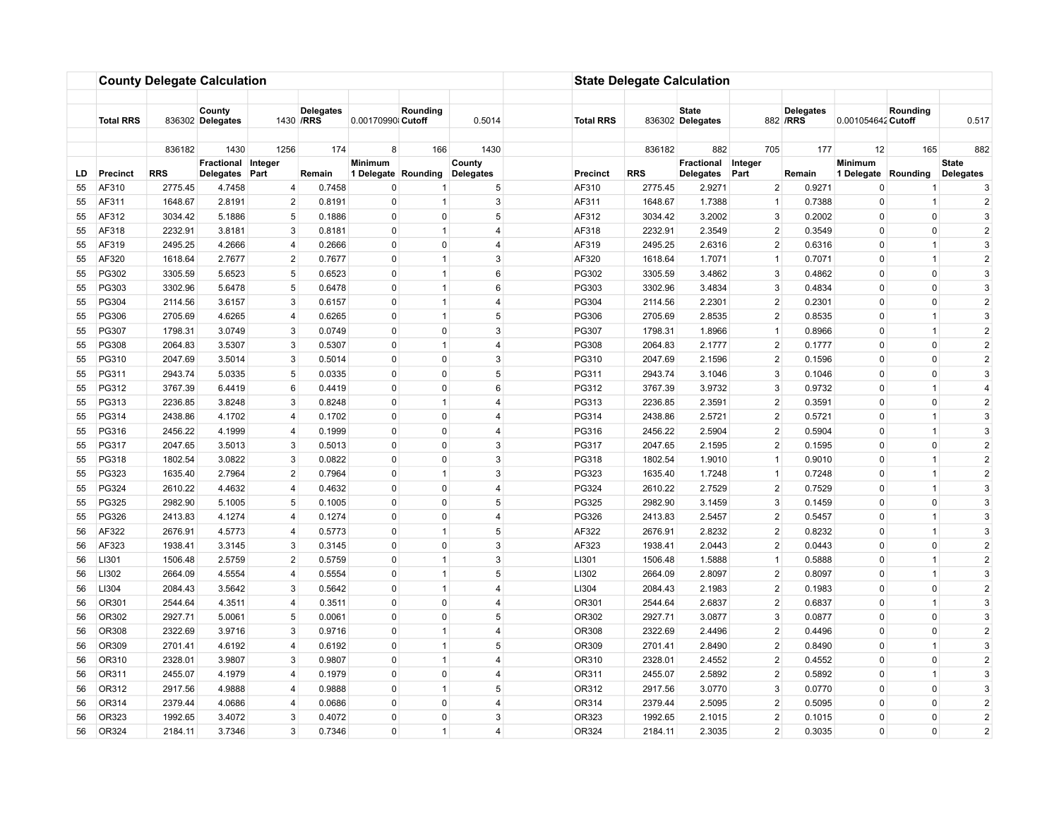## County Delegate Calculation

| | Total RRS | 836302 | County Delegates | 1430 | Delegates /RRS | 0.00170990 | Rounding Cutoff | 0.5014 |
|---|---|---|---|---|---|---|---|---|
| | | 836182 | 1430 | 1256 | 174 | 8 | 166 | 1430 |
| LD | Precinct | RRS | Fractional Delegates | Integer Part | Remain | Minimum 1 Delegate | Rounding | County Delegates |
| 55 | AF310 | 2775.45 | 4.7458 | 4 | 0.7458 | 0 | 1 | 5 |
| 55 | AF311 | 1648.67 | 2.8191 | 2 | 0.8191 | 0 | 1 | 3 |
| 55 | AF312 | 3034.42 | 5.1886 | 5 | 0.1886 | 0 | 0 | 5 |
| 55 | AF318 | 2232.91 | 3.8181 | 3 | 0.8181 | 0 | 1 | 4 |
| 55 | AF319 | 2495.25 | 4.2666 | 4 | 0.2666 | 0 | 0 | 4 |
| 55 | AF320 | 1618.64 | 2.7677 | 2 | 0.7677 | 0 | 1 | 3 |
| 55 | PG302 | 3305.59 | 5.6523 | 5 | 0.6523 | 0 | 1 | 6 |
| 55 | PG303 | 3302.96 | 5.6478 | 5 | 0.6478 | 0 | 1 | 6 |
| 55 | PG304 | 2114.56 | 3.6157 | 3 | 0.6157 | 0 | 1 | 4 |
| 55 | PG306 | 2705.69 | 4.6265 | 4 | 0.6265 | 0 | 1 | 5 |
| 55 | PG307 | 1798.31 | 3.0749 | 3 | 0.0749 | 0 | 0 | 3 |
| 55 | PG308 | 2064.83 | 3.5307 | 3 | 0.5307 | 0 | 1 | 4 |
| 55 | PG310 | 2047.69 | 3.5014 | 3 | 0.5014 | 0 | 0 | 3 |
| 55 | PG311 | 2943.74 | 5.0335 | 5 | 0.0335 | 0 | 0 | 5 |
| 55 | PG312 | 3767.39 | 6.4419 | 6 | 0.4419 | 0 | 0 | 6 |
| 55 | PG313 | 2236.85 | 3.8248 | 3 | 0.8248 | 0 | 1 | 4 |
| 55 | PG314 | 2438.86 | 4.1702 | 4 | 0.1702 | 0 | 0 | 4 |
| 55 | PG316 | 2456.22 | 4.1999 | 4 | 0.1999 | 0 | 0 | 4 |
| 55 | PG317 | 2047.65 | 3.5013 | 3 | 0.5013 | 0 | 0 | 3 |
| 55 | PG318 | 1802.54 | 3.0822 | 3 | 0.0822 | 0 | 0 | 3 |
| 55 | PG323 | 1635.40 | 2.7964 | 2 | 0.7964 | 0 | 1 | 3 |
| 55 | PG324 | 2610.22 | 4.4632 | 4 | 0.4632 | 0 | 0 | 4 |
| 55 | PG325 | 2982.90 | 5.1005 | 5 | 0.1005 | 0 | 0 | 5 |
| 55 | PG326 | 2413.83 | 4.1274 | 4 | 0.1274 | 0 | 0 | 4 |
| 56 | AF322 | 2676.91 | 4.5773 | 4 | 0.5773 | 0 | 1 | 5 |
| 56 | AF323 | 1938.41 | 3.3145 | 3 | 0.3145 | 0 | 0 | 3 |
| 56 | LI301 | 1506.48 | 2.5759 | 2 | 0.5759 | 0 | 1 | 3 |
| 56 | LI302 | 2664.09 | 4.5554 | 4 | 0.5554 | 0 | 1 | 5 |
| 56 | LI304 | 2084.43 | 3.5642 | 3 | 0.5642 | 0 | 1 | 4 |
| 56 | OR301 | 2544.64 | 4.3511 | 4 | 0.3511 | 0 | 0 | 4 |
| 56 | OR302 | 2927.71 | 5.0061 | 5 | 0.0061 | 0 | 0 | 5 |
| 56 | OR308 | 2322.69 | 3.9716 | 3 | 0.9716 | 0 | 1 | 4 |
| 56 | OR309 | 2701.41 | 4.6192 | 4 | 0.6192 | 0 | 1 | 5 |
| 56 | OR310 | 2328.01 | 3.9807 | 3 | 0.9807 | 0 | 1 | 4 |
| 56 | OR311 | 2455.07 | 4.1979 | 4 | 0.1979 | 0 | 0 | 4 |
| 56 | OR312 | 2917.56 | 4.9888 | 4 | 0.9888 | 0 | 1 | 5 |
| 56 | OR314 | 2379.44 | 4.0686 | 4 | 0.0686 | 0 | 0 | 4 |
| 56 | OR323 | 1992.65 | 3.4072 | 3 | 0.4072 | 0 | 0 | 3 |
| 56 | OR324 | 2184.11 | 3.7346 | 3 | 0.7346 | 0 | 1 | 4 |

## State Delegate Calculation

| Total RRS | 836302 | State Delegates | 882 | Delegates /RRS | 0.001054642 | Rounding Cutoff | 0.517 |
|---|---|---|---|---|---|---|---|
| | 836182 | 882 | 705 | 177 | 12 | 165 | 882 |
| Precinct | RRS | Fractional Delegates | Integer Part | Remain | Minimum 1 Delegate | Rounding | State Delegates |
| AF310 | 2775.45 | 2.9271 | 2 | 0.9271 | 0 | 1 | 3 |
| AF311 | 1648.67 | 1.7388 | 1 | 0.7388 | 0 | 1 | 2 |
| AF312 | 3034.42 | 3.2002 | 3 | 0.2002 | 0 | 0 | 3 |
| AF318 | 2232.91 | 2.3549 | 2 | 0.3549 | 0 | 0 | 2 |
| AF319 | 2495.25 | 2.6316 | 2 | 0.6316 | 0 | 1 | 3 |
| AF320 | 1618.64 | 1.7071 | 1 | 0.7071 | 0 | 1 | 2 |
| PG302 | 3305.59 | 3.4862 | 3 | 0.4862 | 0 | 0 | 3 |
| PG303 | 3302.96 | 3.4834 | 3 | 0.4834 | 0 | 0 | 3 |
| PG304 | 2114.56 | 2.2301 | 2 | 0.2301 | 0 | 0 | 2 |
| PG306 | 2705.69 | 2.8535 | 2 | 0.8535 | 0 | 1 | 3 |
| PG307 | 1798.31 | 1.8966 | 1 | 0.8966 | 0 | 1 | 2 |
| PG308 | 2064.83 | 2.1777 | 2 | 0.1777 | 0 | 0 | 2 |
| PG310 | 2047.69 | 2.1596 | 2 | 0.1596 | 0 | 0 | 2 |
| PG311 | 2943.74 | 3.1046 | 3 | 0.1046 | 0 | 0 | 3 |
| PG312 | 3767.39 | 3.9732 | 3 | 0.9732 | 0 | 1 | 4 |
| PG313 | 2236.85 | 2.3591 | 2 | 0.3591 | 0 | 0 | 2 |
| PG314 | 2438.86 | 2.5721 | 2 | 0.5721 | 0 | 1 | 3 |
| PG316 | 2456.22 | 2.5904 | 2 | 0.5904 | 0 | 1 | 3 |
| PG317 | 2047.65 | 2.1595 | 2 | 0.1595 | 0 | 0 | 2 |
| PG318 | 1802.54 | 1.9010 | 1 | 0.9010 | 0 | 1 | 2 |
| PG323 | 1635.40 | 1.7248 | 1 | 0.7248 | 0 | 1 | 2 |
| PG324 | 2610.22 | 2.7529 | 2 | 0.7529 | 0 | 1 | 3 |
| PG325 | 2982.90 | 3.1459 | 3 | 0.1459 | 0 | 0 | 3 |
| PG326 | 2413.83 | 2.5457 | 2 | 0.5457 | 0 | 1 | 3 |
| AF322 | 2676.91 | 2.8232 | 2 | 0.8232 | 0 | 1 | 3 |
| AF323 | 1938.41 | 2.0443 | 2 | 0.0443 | 0 | 0 | 2 |
| LI301 | 1506.48 | 1.5888 | 1 | 0.5888 | 0 | 1 | 2 |
| LI302 | 2664.09 | 2.8097 | 2 | 0.8097 | 0 | 1 | 3 |
| LI304 | 2084.43 | 2.1983 | 2 | 0.1983 | 0 | 0 | 2 |
| OR301 | 2544.64 | 2.6837 | 2 | 0.6837 | 0 | 1 | 3 |
| OR302 | 2927.71 | 3.0877 | 3 | 0.0877 | 0 | 0 | 3 |
| OR308 | 2322.69 | 2.4496 | 2 | 0.4496 | 0 | 0 | 2 |
| OR309 | 2701.41 | 2.8490 | 2 | 0.8490 | 0 | 1 | 3 |
| OR310 | 2328.01 | 2.4552 | 2 | 0.4552 | 0 | 0 | 2 |
| OR311 | 2455.07 | 2.5892 | 2 | 0.5892 | 0 | 1 | 3 |
| OR312 | 2917.56 | 3.0770 | 3 | 0.0770 | 0 | 0 | 3 |
| OR314 | 2379.44 | 2.5095 | 2 | 0.5095 | 0 | 0 | 2 |
| OR323 | 1992.65 | 2.1015 | 2 | 0.1015 | 0 | 0 | 2 |
| OR324 | 2184.11 | 2.3035 | 2 | 0.3035 | 0 | 0 | 2 |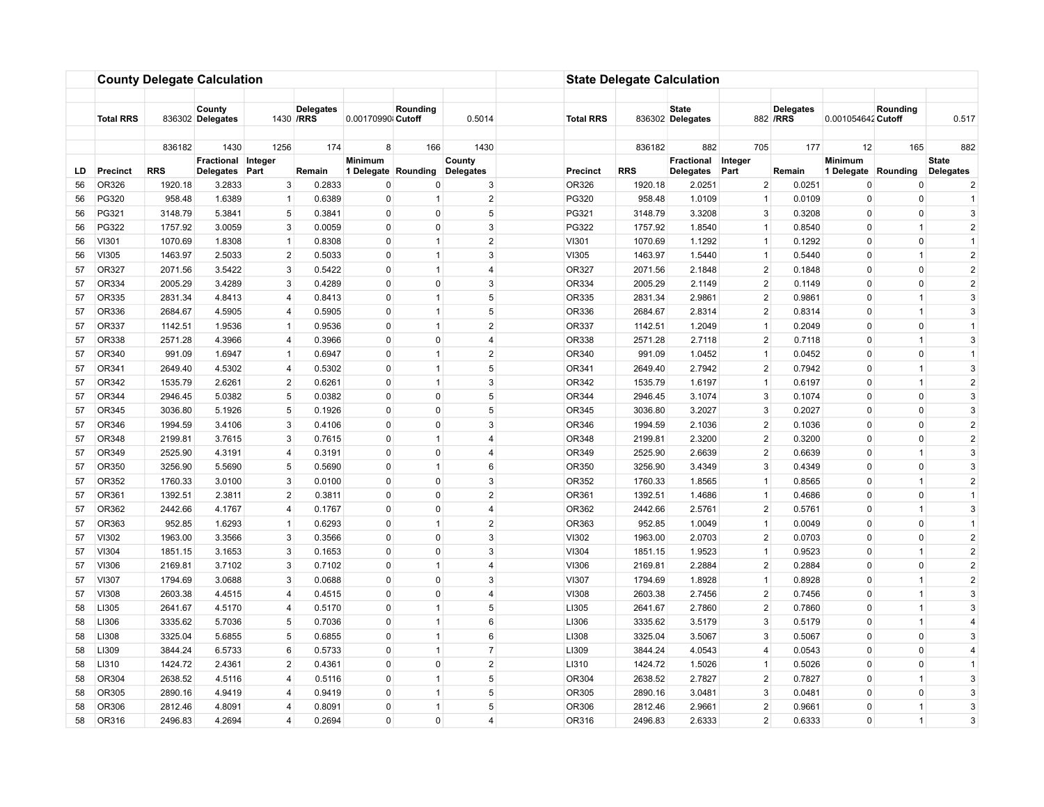## County Delegate Calculation

| | Total RRS | 836302 | County Delegates | 1430 | Delegates /RRS | 0.00170990 | Rounding Cutoff | 0.5014 |
|---|---|---|---|---|---|---|---|---|
| | | 836182 | 1430 | 1256 | 174 | 8 | 166 | 1430 |
| **LD** | **Precinct** | **RRS** | **Fractional Delegates** | **Integer Part** | **Remain** | **Minimum 1 Delegate** | **Rounding** | **County Delegates** |
| 56 | OR326 | 1920.18 | 3.2833 | 3 | 0.2833 | 0 | 0 | 3 |
| 56 | PG320 | 958.48 | 1.6389 | 1 | 0.6389 | 0 | 1 | 2 |
| 56 | PG321 | 3148.79 | 5.3841 | 5 | 0.3841 | 0 | 0 | 5 |
| 56 | PG322 | 1757.92 | 3.0059 | 3 | 0.0059 | 0 | 0 | 3 |
| 56 | VI301 | 1070.69 | 1.8308 | 1 | 0.8308 | 0 | 1 | 2 |
| 56 | VI305 | 1463.97 | 2.5033 | 2 | 0.5033 | 0 | 1 | 3 |
| 57 | OR327 | 2071.56 | 3.5422 | 3 | 0.5422 | 0 | 1 | 4 |
| 57 | OR334 | 2005.29 | 3.4289 | 3 | 0.4289 | 0 | 0 | 3 |
| 57 | OR335 | 2831.34 | 4.8413 | 4 | 0.8413 | 0 | 1 | 5 |
| 57 | OR336 | 2684.67 | 4.5905 | 4 | 0.5905 | 0 | 1 | 5 |
| 57 | OR337 | 1142.51 | 1.9536 | 1 | 0.9536 | 0 | 1 | 2 |
| 57 | OR338 | 2571.28 | 4.3966 | 4 | 0.3966 | 0 | 0 | 4 |
| 57 | OR340 | 991.09 | 1.6947 | 1 | 0.6947 | 0 | 1 | 2 |
| 57 | OR341 | 2649.40 | 4.5302 | 4 | 0.5302 | 0 | 1 | 5 |
| 57 | OR342 | 1535.79 | 2.6261 | 2 | 0.6261 | 0 | 1 | 3 |
| 57 | OR344 | 2946.45 | 5.0382 | 5 | 0.0382 | 0 | 0 | 5 |
| 57 | OR345 | 3036.80 | 5.1926 | 5 | 0.1926 | 0 | 0 | 5 |
| 57 | OR346 | 1994.59 | 3.4106 | 3 | 0.4106 | 0 | 0 | 3 |
| 57 | OR348 | 2199.81 | 3.7615 | 3 | 0.7615 | 0 | 1 | 4 |
| 57 | OR349 | 2525.90 | 4.3191 | 4 | 0.3191 | 0 | 0 | 4 |
| 57 | OR350 | 3256.90 | 5.5690 | 5 | 0.5690 | 0 | 1 | 6 |
| 57 | OR352 | 1760.33 | 3.0100 | 3 | 0.0100 | 0 | 0 | 3 |
| 57 | OR361 | 1392.51 | 2.3811 | 2 | 0.3811 | 0 | 0 | 2 |
| 57 | OR362 | 2442.66 | 4.1767 | 4 | 0.1767 | 0 | 0 | 4 |
| 57 | OR363 | 952.85 | 1.6293 | 1 | 0.6293 | 0 | 1 | 2 |
| 57 | VI302 | 1963.00 | 3.3566 | 3 | 0.3566 | 0 | 0 | 3 |
| 57 | VI304 | 1851.15 | 3.1653 | 3 | 0.1653 | 0 | 0 | 3 |
| 57 | VI306 | 2169.81 | 3.7102 | 3 | 0.7102 | 0 | 1 | 4 |
| 57 | VI307 | 1794.69 | 3.0688 | 3 | 0.0688 | 0 | 0 | 3 |
| 57 | VI308 | 2603.38 | 4.4515 | 4 | 0.4515 | 0 | 0 | 4 |
| 58 | LI305 | 2641.67 | 4.5170 | 4 | 0.5170 | 0 | 1 | 5 |
| 58 | LI306 | 3335.62 | 5.7036 | 5 | 0.7036 | 0 | 1 | 6 |
| 58 | LI308 | 3325.04 | 5.6855 | 5 | 0.6855 | 0 | 1 | 6 |
| 58 | LI309 | 3844.24 | 6.5733 | 6 | 0.5733 | 0 | 1 | 7 |
| 58 | LI310 | 1424.72 | 2.4361 | 2 | 0.4361 | 0 | 0 | 2 |
| 58 | OR304 | 2638.52 | 4.5116 | 4 | 0.5116 | 0 | 1 | 5 |
| 58 | OR305 | 2890.16 | 4.9419 | 4 | 0.9419 | 0 | 1 | 5 |
| 58 | OR306 | 2812.46 | 4.8091 | 4 | 0.8091 | 0 | 1 | 5 |
| 58 | OR316 | 2496.83 | 4.2694 | 4 | 0.2694 | 0 | 0 | 4 |

## State Delegate Calculation

| Total RRS | 836302 | State Delegates | 882 | Delegates /RRS | 0.001054642 | Rounding Cutoff | 0.517 |
|---|---|---|---|---|---|---|---|
| | 836182 | 882 | 705 | 177 | 12 | 165 | 882 |
| **Precinct** | **RRS** | **Fractional Delegates** | **Integer Part** | **Remain** | **Minimum 1 Delegate** | **Rounding** | **State Delegates** |
| OR326 | 1920.18 | 2.0251 | 2 | 0.0251 | 0 | 0 | 2 |
| PG320 | 958.48 | 1.0109 | 1 | 0.0109 | 0 | 0 | 1 |
| PG321 | 3148.79 | 3.3208 | 3 | 0.3208 | 0 | 0 | 3 |
| PG322 | 1757.92 | 1.8540 | 1 | 0.8540 | 0 | 1 | 2 |
| VI301 | 1070.69 | 1.1292 | 1 | 0.1292 | 0 | 0 | 1 |
| VI305 | 1463.97 | 1.5440 | 1 | 0.5440 | 0 | 1 | 2 |
| OR327 | 2071.56 | 2.1848 | 2 | 0.1848 | 0 | 0 | 2 |
| OR334 | 2005.29 | 2.1149 | 2 | 0.1149 | 0 | 0 | 2 |
| OR335 | 2831.34 | 2.9861 | 2 | 0.9861 | 0 | 1 | 3 |
| OR336 | 2684.67 | 2.8314 | 2 | 0.8314 | 0 | 1 | 3 |
| OR337 | 1142.51 | 1.2049 | 1 | 0.2049 | 0 | 0 | 1 |
| OR338 | 2571.28 | 2.7118 | 2 | 0.7118 | 0 | 1 | 3 |
| OR340 | 991.09 | 1.0452 | 1 | 0.0452 | 0 | 0 | 1 |
| OR341 | 2649.40 | 2.7942 | 2 | 0.7942 | 0 | 1 | 3 |
| OR342 | 1535.79 | 1.6197 | 1 | 0.6197 | 0 | 1 | 2 |
| OR344 | 2946.45 | 3.1074 | 3 | 0.1074 | 0 | 0 | 3 |
| OR345 | 3036.80 | 3.2027 | 3 | 0.2027 | 0 | 0 | 3 |
| OR346 | 1994.59 | 2.1036 | 2 | 0.1036 | 0 | 0 | 2 |
| OR348 | 2199.81 | 2.3200 | 2 | 0.3200 | 0 | 0 | 2 |
| OR349 | 2525.90 | 2.6639 | 2 | 0.6639 | 0 | 1 | 3 |
| OR350 | 3256.90 | 3.4349 | 3 | 0.4349 | 0 | 0 | 3 |
| OR352 | 1760.33 | 1.8565 | 1 | 0.8565 | 0 | 1 | 2 |
| OR361 | 1392.51 | 1.4686 | 1 | 0.4686 | 0 | 0 | 1 |
| OR362 | 2442.66 | 2.5761 | 2 | 0.5761 | 0 | 1 | 3 |
| OR363 | 952.85 | 1.0049 | 1 | 0.0049 | 0 | 0 | 1 |
| VI302 | 1963.00 | 2.0703 | 2 | 0.0703 | 0 | 0 | 2 |
| VI304 | 1851.15 | 1.9523 | 1 | 0.9523 | 0 | 1 | 2 |
| VI306 | 2169.81 | 2.2884 | 2 | 0.2884 | 0 | 0 | 2 |
| VI307 | 1794.69 | 1.8928 | 1 | 0.8928 | 0 | 1 | 2 |
| VI308 | 2603.38 | 2.7456 | 2 | 0.7456 | 0 | 1 | 3 |
| LI305 | 2641.67 | 2.7860 | 2 | 0.7860 | 0 | 1 | 3 |
| LI306 | 3335.62 | 3.5179 | 3 | 0.5179 | 0 | 1 | 4 |
| LI308 | 3325.04 | 3.5067 | 3 | 0.5067 | 0 | 0 | 3 |
| LI309 | 3844.24 | 4.0543 | 4 | 0.0543 | 0 | 0 | 4 |
| LI310 | 1424.72 | 1.5026 | 1 | 0.5026 | 0 | 0 | 1 |
| OR304 | 2638.52 | 2.7827 | 2 | 0.7827 | 0 | 1 | 3 |
| OR305 | 2890.16 | 3.0481 | 3 | 0.0481 | 0 | 0 | 3 |
| OR306 | 2812.46 | 2.9661 | 2 | 0.9661 | 0 | 1 | 3 |
| OR316 | 2496.83 | 2.6333 | 2 | 0.6333 | 0 | 1 | 3 |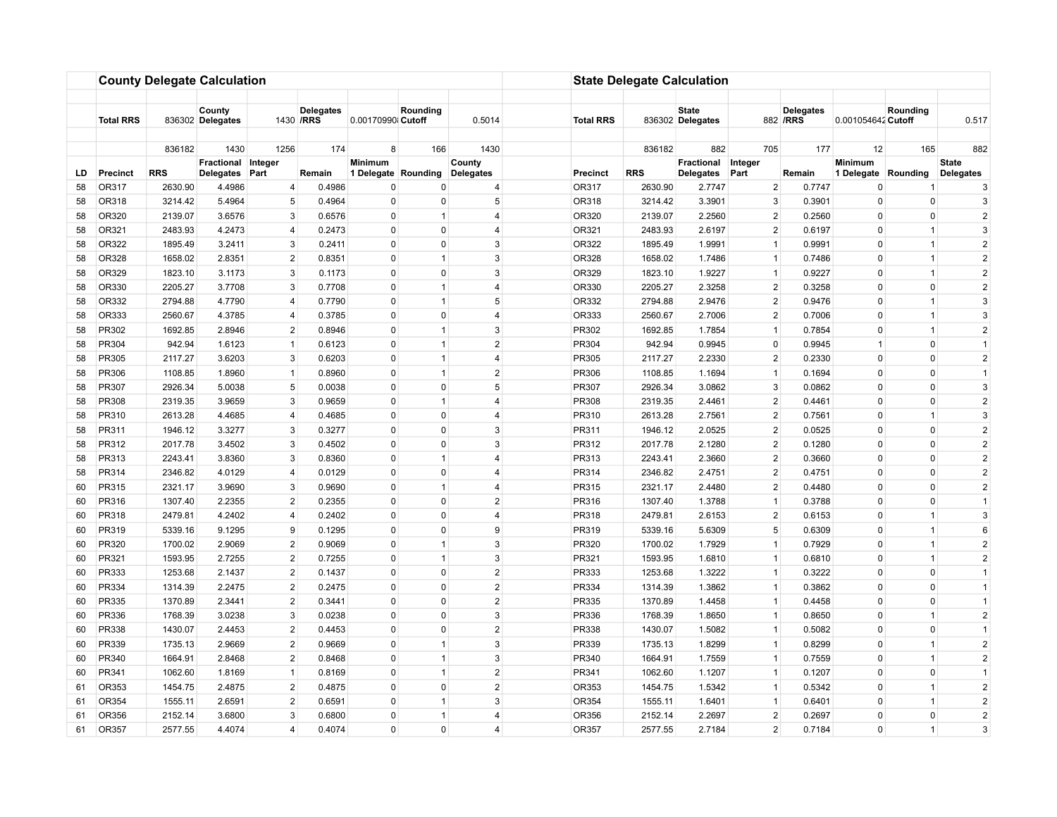## County Delegate Calculation

| | Total RRS | 836302 | County Delegates | 1430 | Delegates /RRS | 0.00170990 | Rounding Cutoff | 0.5014 |
|---|---|---|---|---|---|---|---|---|
| | | 836182 | 1430 | 1256 | 174 | 8 | 166 | 1430 |
| LD | Precinct | RRS | Fractional Delegates | Integer Part | Remain | Minimum 1 Delegate | Rounding | County Delegates |
| 58 | OR317 | 2630.90 | 4.4986 | 4 | 0.4986 | 0 | 0 | 4 |
| 58 | OR318 | 3214.42 | 5.4964 | 5 | 0.4964 | 0 | 0 | 5 |
| 58 | OR320 | 2139.07 | 3.6576 | 3 | 0.6576 | 0 | 1 | 4 |
| 58 | OR321 | 2483.93 | 4.2473 | 4 | 0.2473 | 0 | 0 | 4 |
| 58 | OR322 | 1895.49 | 3.2411 | 3 | 0.2411 | 0 | 0 | 3 |
| 58 | OR328 | 1658.02 | 2.8351 | 2 | 0.8351 | 0 | 1 | 3 |
| 58 | OR329 | 1823.10 | 3.1173 | 3 | 0.1173 | 0 | 0 | 3 |
| 58 | OR330 | 2205.27 | 3.7708 | 3 | 0.7708 | 0 | 1 | 4 |
| 58 | OR332 | 2794.88 | 4.7790 | 4 | 0.7790 | 0 | 1 | 5 |
| 58 | OR333 | 2560.67 | 4.3785 | 4 | 0.3785 | 0 | 0 | 4 |
| 58 | PR302 | 1692.85 | 2.8946 | 2 | 0.8946 | 0 | 1 | 3 |
| 58 | PR304 | 942.94 | 1.6123 | 1 | 0.6123 | 0 | 1 | 2 |
| 58 | PR305 | 2117.27 | 3.6203 | 3 | 0.6203 | 0 | 1 | 4 |
| 58 | PR306 | 1108.85 | 1.8960 | 1 | 0.8960 | 0 | 1 | 2 |
| 58 | PR307 | 2926.34 | 5.0038 | 5 | 0.0038 | 0 | 0 | 5 |
| 58 | PR308 | 2319.35 | 3.9659 | 3 | 0.9659 | 0 | 1 | 4 |
| 58 | PR310 | 2613.28 | 4.4685 | 4 | 0.4685 | 0 | 0 | 4 |
| 58 | PR311 | 1946.12 | 3.3277 | 3 | 0.3277 | 0 | 0 | 3 |
| 58 | PR312 | 2017.78 | 3.4502 | 3 | 0.4502 | 0 | 0 | 3 |
| 58 | PR313 | 2243.41 | 3.8360 | 3 | 0.8360 | 0 | 1 | 4 |
| 58 | PR314 | 2346.82 | 4.0129 | 4 | 0.0129 | 0 | 0 | 4 |
| 60 | PR315 | 2321.17 | 3.9690 | 3 | 0.9690 | 0 | 1 | 4 |
| 60 | PR316 | 1307.40 | 2.2355 | 2 | 0.2355 | 0 | 0 | 2 |
| 60 | PR318 | 2479.81 | 4.2402 | 4 | 0.2402 | 0 | 0 | 4 |
| 60 | PR319 | 5339.16 | 9.1295 | 9 | 0.1295 | 0 | 0 | 9 |
| 60 | PR320 | 1700.02 | 2.9069 | 2 | 0.9069 | 0 | 1 | 3 |
| 60 | PR321 | 1593.95 | 2.7255 | 2 | 0.7255 | 0 | 1 | 3 |
| 60 | PR333 | 1253.68 | 2.1437 | 2 | 0.1437 | 0 | 0 | 2 |
| 60 | PR334 | 1314.39 | 2.2475 | 2 | 0.2475 | 0 | 0 | 2 |
| 60 | PR335 | 1370.89 | 2.3441 | 2 | 0.3441 | 0 | 0 | 2 |
| 60 | PR336 | 1768.39 | 3.0238 | 3 | 0.0238 | 0 | 0 | 3 |
| 60 | PR338 | 1430.07 | 2.4453 | 2 | 0.4453 | 0 | 0 | 2 |
| 60 | PR339 | 1735.13 | 2.9669 | 2 | 0.9669 | 0 | 1 | 3 |
| 60 | PR340 | 1664.91 | 2.8468 | 2 | 0.8468 | 0 | 1 | 3 |
| 60 | PR341 | 1062.60 | 1.8169 | 1 | 0.8169 | 0 | 1 | 2 |
| 61 | OR353 | 1454.75 | 2.4875 | 2 | 0.4875 | 0 | 0 | 2 |
| 61 | OR354 | 1555.11 | 2.6591 | 2 | 0.6591 | 0 | 1 | 3 |
| 61 | OR356 | 2152.14 | 3.6800 | 3 | 0.6800 | 0 | 1 | 4 |
| 61 | OR357 | 2577.55 | 4.4074 | 4 | 0.4074 | 0 | 0 | 4 |

## State Delegate Calculation

| Total RRS | 836302 | State Delegates | 882 | Delegates /RRS | 0.001054642 | Rounding Cutoff | 0.517 |
|---|---|---|---|---|---|---|---|
| | 836182 | 882 | 705 | 177 | 12 | 165 | 882 |
| Precinct | RRS | Fractional Delegates | Integer Part | Remain | Minimum 1 Delegate | Rounding | State Delegates |
| OR317 | 2630.90 | 2.7747 | 2 | 0.7747 | 0 | 1 | 3 |
| OR318 | 3214.42 | 3.3901 | 3 | 0.3901 | 0 | 0 | 3 |
| OR320 | 2139.07 | 2.2560 | 2 | 0.2560 | 0 | 0 | 2 |
| OR321 | 2483.93 | 2.6197 | 2 | 0.6197 | 0 | 1 | 3 |
| OR322 | 1895.49 | 1.9991 | 1 | 0.9991 | 0 | 1 | 2 |
| OR328 | 1658.02 | 1.7486 | 1 | 0.7486 | 0 | 1 | 2 |
| OR329 | 1823.10 | 1.9227 | 1 | 0.9227 | 0 | 1 | 2 |
| OR330 | 2205.27 | 2.3258 | 2 | 0.3258 | 0 | 0 | 2 |
| OR332 | 2794.88 | 2.9476 | 2 | 0.9476 | 0 | 1 | 3 |
| OR333 | 2560.67 | 2.7006 | 2 | 0.7006 | 0 | 1 | 3 |
| PR302 | 1692.85 | 1.7854 | 1 | 0.7854 | 0 | 1 | 2 |
| PR304 | 942.94 | 0.9945 | 0 | 0.9945 | 1 | 0 | 1 |
| PR305 | 2117.27 | 2.2330 | 2 | 0.2330 | 0 | 0 | 2 |
| PR306 | 1108.85 | 1.1694 | 1 | 0.1694 | 0 | 0 | 1 |
| PR307 | 2926.34 | 3.0862 | 3 | 0.0862 | 0 | 0 | 3 |
| PR308 | 2319.35 | 2.4461 | 2 | 0.4461 | 0 | 0 | 2 |
| PR310 | 2613.28 | 2.7561 | 2 | 0.7561 | 0 | 1 | 3 |
| PR311 | 1946.12 | 2.0525 | 2 | 0.0525 | 0 | 0 | 2 |
| PR312 | 2017.78 | 2.1280 | 2 | 0.1280 | 0 | 0 | 2 |
| PR313 | 2243.41 | 2.3660 | 2 | 0.3660 | 0 | 0 | 2 |
| PR314 | 2346.82 | 2.4751 | 2 | 0.4751 | 0 | 0 | 2 |
| PR315 | 2321.17 | 2.4480 | 2 | 0.4480 | 0 | 0 | 2 |
| PR316 | 1307.40 | 1.3788 | 1 | 0.3788 | 0 | 0 | 1 |
| PR318 | 2479.81 | 2.6153 | 2 | 0.6153 | 0 | 1 | 3 |
| PR319 | 5339.16 | 5.6309 | 5 | 0.6309 | 0 | 1 | 6 |
| PR320 | 1700.02 | 1.7929 | 1 | 0.7929 | 0 | 1 | 2 |
| PR321 | 1593.95 | 1.6810 | 1 | 0.6810 | 0 | 1 | 2 |
| PR333 | 1253.68 | 1.3222 | 1 | 0.3222 | 0 | 0 | 1 |
| PR334 | 1314.39 | 1.3862 | 1 | 0.3862 | 0 | 0 | 1 |
| PR335 | 1370.89 | 1.4458 | 1 | 0.4458 | 0 | 0 | 1 |
| PR336 | 1768.39 | 1.8650 | 1 | 0.8650 | 0 | 1 | 2 |
| PR338 | 1430.07 | 1.5082 | 1 | 0.5082 | 0 | 0 | 1 |
| PR339 | 1735.13 | 1.8299 | 1 | 0.8299 | 0 | 1 | 2 |
| PR340 | 1664.91 | 1.7559 | 1 | 0.7559 | 0 | 1 | 2 |
| PR341 | 1062.60 | 1.1207 | 1 | 0.1207 | 0 | 0 | 1 |
| OR353 | 1454.75 | 1.5342 | 1 | 0.5342 | 0 | 1 | 2 |
| OR354 | 1555.11 | 1.6401 | 1 | 0.6401 | 0 | 1 | 2 |
| OR356 | 2152.14 | 2.2697 | 2 | 0.2697 | 0 | 0 | 2 |
| OR357 | 2577.55 | 2.7184 | 2 | 0.7184 | 0 | 1 | 3 |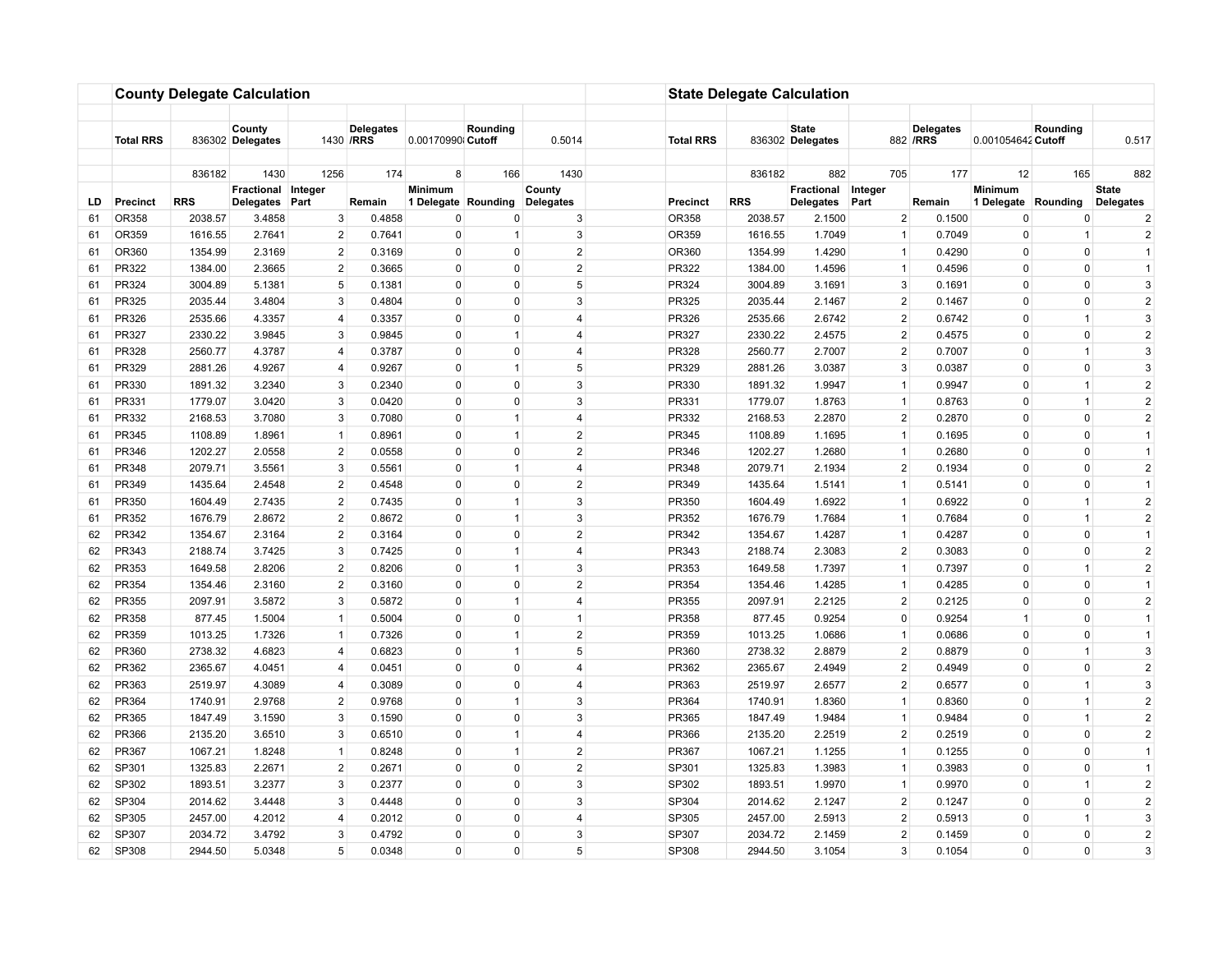## County Delegate Calculation

| | Total RRS | 836302 | County Delegates | 1430 | Delegates /RRS | 0.00170990 | Rounding Cutoff | 0.5014 |
|---|---|---|---|---|---|---|---|---|
| | | 836182 | 1430 | 1256 | 174 | 8 | 166 | 1430 |
| LD | Precinct | RRS | Fractional Delegates | Integer Part | Remain | Minimum 1 Delegate | Rounding | County Delegates |
| 61 | OR358 | 2038.57 | 3.4858 | 3 | 0.4858 | 0 | 0 | 3 |
| 61 | OR359 | 1616.55 | 2.7641 | 2 | 0.7641 | 0 | 1 | 3 |
| 61 | OR360 | 1354.99 | 2.3169 | 2 | 0.3169 | 0 | 0 | 2 |
| 61 | PR322 | 1384.00 | 2.3665 | 2 | 0.3665 | 0 | 0 | 2 |
| 61 | PR324 | 3004.89 | 5.1381 | 5 | 0.1381 | 0 | 0 | 5 |
| 61 | PR325 | 2035.44 | 3.4804 | 3 | 0.4804 | 0 | 0 | 3 |
| 61 | PR326 | 2535.66 | 4.3357 | 4 | 0.3357 | 0 | 0 | 4 |
| 61 | PR327 | 2330.22 | 3.9845 | 3 | 0.9845 | 0 | 1 | 4 |
| 61 | PR328 | 2560.77 | 4.3787 | 4 | 0.3787 | 0 | 0 | 4 |
| 61 | PR329 | 2881.26 | 4.9267 | 4 | 0.9267 | 0 | 1 | 5 |
| 61 | PR330 | 1891.32 | 3.2340 | 3 | 0.2340 | 0 | 0 | 3 |
| 61 | PR331 | 1779.07 | 3.0420 | 3 | 0.0420 | 0 | 0 | 3 |
| 61 | PR332 | 2168.53 | 3.7080 | 3 | 0.7080 | 0 | 1 | 4 |
| 61 | PR345 | 1108.89 | 1.8961 | 1 | 0.8961 | 0 | 1 | 2 |
| 61 | PR346 | 1202.27 | 2.0558 | 2 | 0.0558 | 0 | 0 | 2 |
| 61 | PR348 | 2079.71 | 3.5561 | 3 | 0.5561 | 0 | 1 | 4 |
| 61 | PR349 | 1435.64 | 2.4548 | 2 | 0.4548 | 0 | 0 | 2 |
| 61 | PR350 | 1604.49 | 2.7435 | 2 | 0.7435 | 0 | 1 | 3 |
| 61 | PR352 | 1676.79 | 2.8672 | 2 | 0.8672 | 0 | 1 | 3 |
| 62 | PR342 | 1354.67 | 2.3164 | 2 | 0.3164 | 0 | 0 | 2 |
| 62 | PR343 | 2188.74 | 3.7425 | 3 | 0.7425 | 0 | 1 | 4 |
| 62 | PR353 | 1649.58 | 2.8206 | 2 | 0.8206 | 0 | 1 | 3 |
| 62 | PR354 | 1354.46 | 2.3160 | 2 | 0.3160 | 0 | 0 | 2 |
| 62 | PR355 | 2097.91 | 3.5872 | 3 | 0.5872 | 0 | 1 | 4 |
| 62 | PR358 | 877.45 | 1.5004 | 1 | 0.5004 | 0 | 0 | 1 |
| 62 | PR359 | 1013.25 | 1.7326 | 1 | 0.7326 | 0 | 1 | 2 |
| 62 | PR360 | 2738.32 | 4.6823 | 4 | 0.6823 | 0 | 1 | 5 |
| 62 | PR362 | 2365.67 | 4.0451 | 4 | 0.0451 | 0 | 0 | 4 |
| 62 | PR363 | 2519.97 | 4.3089 | 4 | 0.3089 | 0 | 0 | 4 |
| 62 | PR364 | 1740.91 | 2.9768 | 2 | 0.9768 | 0 | 1 | 3 |
| 62 | PR365 | 1847.49 | 3.1590 | 3 | 0.1590 | 0 | 0 | 3 |
| 62 | PR366 | 2135.20 | 3.6510 | 3 | 0.6510 | 0 | 1 | 4 |
| 62 | PR367 | 1067.21 | 1.8248 | 1 | 0.8248 | 0 | 1 | 2 |
| 62 | SP301 | 1325.83 | 2.2671 | 2 | 0.2671 | 0 | 0 | 2 |
| 62 | SP302 | 1893.51 | 3.2377 | 3 | 0.2377 | 0 | 0 | 3 |
| 62 | SP304 | 2014.62 | 3.4448 | 3 | 0.4448 | 0 | 0 | 3 |
| 62 | SP305 | 2457.00 | 4.2012 | 4 | 0.2012 | 0 | 0 | 4 |
| 62 | SP307 | 2034.72 | 3.4792 | 3 | 0.4792 | 0 | 0 | 3 |
| 62 | SP308 | 2944.50 | 5.0348 | 5 | 0.0348 | 0 | 0 | 5 |

## State Delegate Calculation

| Total RRS | 836302 | State Delegates | 882 | Delegates /RRS | 0.001054642 | Rounding Cutoff | 0.517 |
|---|---|---|---|---|---|---|---|
| | 836182 | 882 | 705 | 177 | 12 | 165 | 882 |
| Precinct | RRS | Fractional Delegates | Integer Part | Remain | Minimum 1 Delegate | Rounding | State Delegates |
| OR358 | 2038.57 | 2.1500 | 2 | 0.1500 | 0 | 0 | 2 |
| OR359 | 1616.55 | 1.7049 | 1 | 0.7049 | 0 | 1 | 2 |
| OR360 | 1354.99 | 1.4290 | 1 | 0.4290 | 0 | 0 | 1 |
| PR322 | 1384.00 | 1.4596 | 1 | 0.4596 | 0 | 0 | 1 |
| PR324 | 3004.89 | 3.1691 | 3 | 0.1691 | 0 | 0 | 3 |
| PR325 | 2035.44 | 2.1467 | 2 | 0.1467 | 0 | 0 | 2 |
| PR326 | 2535.66 | 2.6742 | 2 | 0.6742 | 0 | 1 | 3 |
| PR327 | 2330.22 | 2.4575 | 2 | 0.4575 | 0 | 0 | 2 |
| PR328 | 2560.77 | 2.7007 | 2 | 0.7007 | 0 | 1 | 3 |
| PR329 | 2881.26 | 3.0387 | 3 | 0.0387 | 0 | 0 | 3 |
| PR330 | 1891.32 | 1.9947 | 1 | 0.9947 | 0 | 1 | 2 |
| PR331 | 1779.07 | 1.8763 | 1 | 0.8763 | 0 | 1 | 2 |
| PR332 | 2168.53 | 2.2870 | 2 | 0.2870 | 0 | 0 | 2 |
| PR345 | 1108.89 | 1.1695 | 1 | 0.1695 | 0 | 0 | 1 |
| PR346 | 1202.27 | 1.2680 | 1 | 0.2680 | 0 | 0 | 1 |
| PR348 | 2079.71 | 2.1934 | 2 | 0.1934 | 0 | 0 | 2 |
| PR349 | 1435.64 | 1.5141 | 1 | 0.5141 | 0 | 0 | 1 |
| PR350 | 1604.49 | 1.6922 | 1 | 0.6922 | 0 | 1 | 2 |
| PR352 | 1676.79 | 1.7684 | 1 | 0.7684 | 0 | 1 | 2 |
| PR342 | 1354.67 | 1.4287 | 1 | 0.4287 | 0 | 0 | 1 |
| PR343 | 2188.74 | 2.3083 | 2 | 0.3083 | 0 | 0 | 2 |
| PR353 | 1649.58 | 1.7397 | 1 | 0.7397 | 0 | 1 | 2 |
| PR354 | 1354.46 | 1.4285 | 1 | 0.4285 | 0 | 0 | 1 |
| PR355 | 2097.91 | 2.2125 | 2 | 0.2125 | 0 | 0 | 2 |
| PR358 | 877.45 | 0.9254 | 0 | 0.9254 | 1 | 0 | 1 |
| PR359 | 1013.25 | 1.0686 | 1 | 0.0686 | 0 | 0 | 1 |
| PR360 | 2738.32 | 2.8879 | 2 | 0.8879 | 0 | 1 | 3 |
| PR362 | 2365.67 | 2.4949 | 2 | 0.4949 | 0 | 0 | 2 |
| PR363 | 2519.97 | 2.6577 | 2 | 0.6577 | 0 | 1 | 3 |
| PR364 | 1740.91 | 1.8360 | 1 | 0.8360 | 0 | 1 | 2 |
| PR365 | 1847.49 | 1.9484 | 1 | 0.9484 | 0 | 1 | 2 |
| PR366 | 2135.20 | 2.2519 | 2 | 0.2519 | 0 | 0 | 2 |
| PR367 | 1067.21 | 1.1255 | 1 | 0.1255 | 0 | 0 | 1 |
| SP301 | 1325.83 | 1.3983 | 1 | 0.3983 | 0 | 0 | 1 |
| SP302 | 1893.51 | 1.9970 | 1 | 0.9970 | 0 | 1 | 2 |
| SP304 | 2014.62 | 2.1247 | 2 | 0.1247 | 0 | 0 | 2 |
| SP305 | 2457.00 | 2.5913 | 2 | 0.5913 | 0 | 1 | 3 |
| SP307 | 2034.72 | 2.1459 | 2 | 0.1459 | 0 | 0 | 2 |
| SP308 | 2944.50 | 3.1054 | 3 | 0.1054 | 0 | 0 | 3 |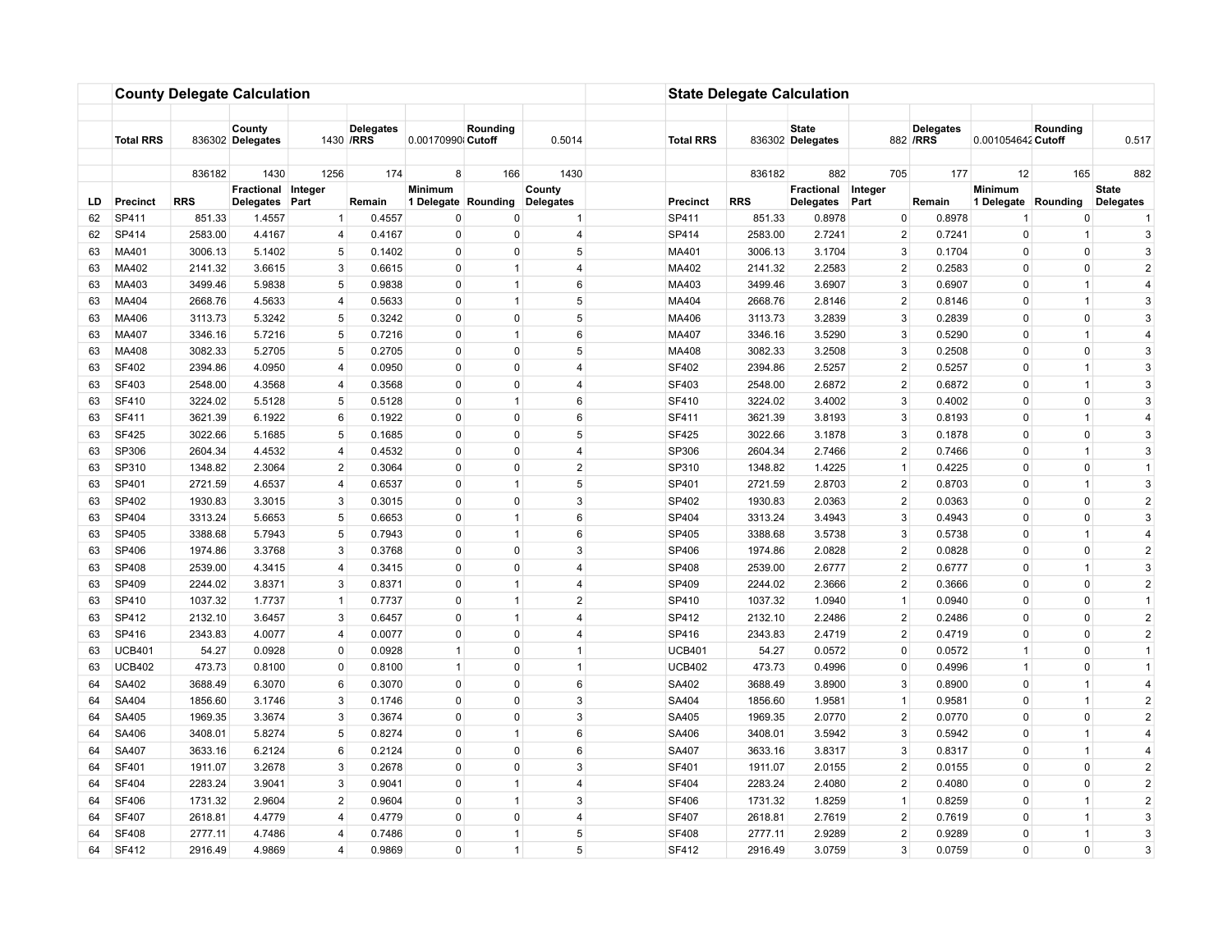## County Delegate Calculation

| Total RRS | 836302 | County Delegates | 1430 | Delegates /RRS | 0.00170990 | Rounding Cutoff | 0.5014 |
|---|---|---|---|---|---|---|---|

| LD | Precinct | RRS | Fractional Delegates | Integer Part | Remain | Minimum 1 Delegate | Rounding | County Delegates |
|---|---|---|---|---|---|---|---|---|
| | | 836182 | 1430 | 1256 | 174 | 8 | 166 | 1430 |
| 62 | SP411 | 851.33 | 1.4557 | 1 | 0.4557 | 0 | 0 | 1 |
| 62 | SP414 | 2583.00 | 4.4167 | 4 | 0.4167 | 0 | 0 | 4 |
| 63 | MA401 | 3006.13 | 5.1402 | 5 | 0.1402 | 0 | 0 | 5 |
| 63 | MA402 | 2141.32 | 3.6615 | 3 | 0.6615 | 0 | 1 | 4 |
| 63 | MA403 | 3499.46 | 5.9838 | 5 | 0.9838 | 0 | 1 | 6 |
| 63 | MA404 | 2668.76 | 4.5633 | 4 | 0.5633 | 0 | 1 | 5 |
| 63 | MA406 | 3113.73 | 5.3242 | 5 | 0.3242 | 0 | 0 | 5 |
| 63 | MA407 | 3346.16 | 5.7216 | 5 | 0.7216 | 0 | 1 | 6 |
| 63 | MA408 | 3082.33 | 5.2705 | 5 | 0.2705 | 0 | 0 | 5 |
| 63 | SF402 | 2394.86 | 4.0950 | 4 | 0.0950 | 0 | 0 | 4 |
| 63 | SF403 | 2548.00 | 4.3568 | 4 | 0.3568 | 0 | 0 | 4 |
| 63 | SF410 | 3224.02 | 5.5128 | 5 | 0.5128 | 0 | 1 | 6 |
| 63 | SF411 | 3621.39 | 6.1922 | 6 | 0.1922 | 0 | 0 | 6 |
| 63 | SF425 | 3022.66 | 5.1685 | 5 | 0.1685 | 0 | 0 | 5 |
| 63 | SP306 | 2604.34 | 4.4532 | 4 | 0.4532 | 0 | 0 | 4 |
| 63 | SP310 | 1348.82 | 2.3064 | 2 | 0.3064 | 0 | 0 | 2 |
| 63 | SP401 | 2721.59 | 4.6537 | 4 | 0.6537 | 0 | 1 | 5 |
| 63 | SP402 | 1930.83 | 3.3015 | 3 | 0.3015 | 0 | 0 | 3 |
| 63 | SP404 | 3313.24 | 5.6653 | 5 | 0.6653 | 0 | 1 | 6 |
| 63 | SP405 | 3388.68 | 5.7943 | 5 | 0.7943 | 0 | 1 | 6 |
| 63 | SP406 | 1974.86 | 3.3768 | 3 | 0.3768 | 0 | 0 | 3 |
| 63 | SP408 | 2539.00 | 4.3415 | 4 | 0.3415 | 0 | 0 | 4 |
| 63 | SP409 | 2244.02 | 3.8371 | 3 | 0.8371 | 0 | 1 | 4 |
| 63 | SP410 | 1037.32 | 1.7737 | 1 | 0.7737 | 0 | 1 | 2 |
| 63 | SP412 | 2132.10 | 3.6457 | 3 | 0.6457 | 0 | 1 | 4 |
| 63 | SP416 | 2343.83 | 4.0077 | 4 | 0.0077 | 0 | 0 | 4 |
| 63 | UCB401 | 54.27 | 0.0928 | 0 | 0.0928 | 1 | 0 | 1 |
| 63 | UCB402 | 473.73 | 0.8100 | 0 | 0.8100 | 1 | 0 | 1 |
| 64 | SA402 | 3688.49 | 6.3070 | 6 | 0.3070 | 0 | 0 | 6 |
| 64 | SA404 | 1856.60 | 3.1746 | 3 | 0.1746 | 0 | 0 | 3 |
| 64 | SA405 | 1969.35 | 3.3674 | 3 | 0.3674 | 0 | 0 | 3 |
| 64 | SA406 | 3408.01 | 5.8274 | 5 | 0.8274 | 0 | 1 | 6 |
| 64 | SA407 | 3633.16 | 6.2124 | 6 | 0.2124 | 0 | 0 | 6 |
| 64 | SF401 | 1911.07 | 3.2678 | 3 | 0.2678 | 0 | 0 | 3 |
| 64 | SF404 | 2283.24 | 3.9041 | 3 | 0.9041 | 0 | 1 | 4 |
| 64 | SF406 | 1731.32 | 2.9604 | 2 | 0.9604 | 0 | 1 | 3 |
| 64 | SF407 | 2618.81 | 4.4779 | 4 | 0.4779 | 0 | 0 | 4 |
| 64 | SF408 | 2777.11 | 4.7486 | 4 | 0.7486 | 0 | 1 | 5 |
| 64 | SF412 | 2916.49 | 4.9869 | 4 | 0.9869 | 0 | 1 | 5 |

## State Delegate Calculation

| Total RRS | 836302 | State Delegates | 882 | Delegates /RRS | 0.001054642 | Rounding Cutoff | 0.517 |
|---|---|---|---|---|---|---|---|

| Precinct | RRS | Fractional Delegates | Integer Part | Remain | Minimum 1 Delegate | Rounding | State Delegates |
|---|---|---|---|---|---|---|---|
| | 836182 | 882 | 705 | 177 | 12 | 165 | 882 |
| SP411 | 851.33 | 0.8978 | 0 | 0.8978 | 1 | 0 | 1 |
| SP414 | 2583.00 | 2.7241 | 2 | 0.7241 | 0 | 1 | 3 |
| MA401 | 3006.13 | 3.1704 | 3 | 0.1704 | 0 | 0 | 3 |
| MA402 | 2141.32 | 2.2583 | 2 | 0.2583 | 0 | 0 | 2 |
| MA403 | 3499.46 | 3.6907 | 3 | 0.6907 | 0 | 1 | 4 |
| MA404 | 2668.76 | 2.8146 | 2 | 0.8146 | 0 | 1 | 3 |
| MA406 | 3113.73 | 3.2839 | 3 | 0.2839 | 0 | 0 | 3 |
| MA407 | 3346.16 | 3.5290 | 3 | 0.5290 | 0 | 1 | 4 |
| MA408 | 3082.33 | 3.2508 | 3 | 0.2508 | 0 | 0 | 3 |
| SF402 | 2394.86 | 2.5257 | 2 | 0.5257 | 0 | 1 | 3 |
| SF403 | 2548.00 | 2.6872 | 2 | 0.6872 | 0 | 1 | 3 |
| SF410 | 3224.02 | 3.4002 | 3 | 0.4002 | 0 | 0 | 3 |
| SF411 | 3621.39 | 3.8193 | 3 | 0.8193 | 0 | 1 | 4 |
| SF425 | 3022.66 | 3.1878 | 3 | 0.1878 | 0 | 0 | 3 |
| SP306 | 2604.34 | 2.7466 | 2 | 0.7466 | 0 | 1 | 3 |
| SP310 | 1348.82 | 1.4225 | 1 | 0.4225 | 0 | 0 | 1 |
| SP401 | 2721.59 | 2.8703 | 2 | 0.8703 | 0 | 1 | 3 |
| SP402 | 1930.83 | 2.0363 | 2 | 0.0363 | 0 | 0 | 2 |
| SP404 | 3313.24 | 3.4943 | 3 | 0.4943 | 0 | 0 | 3 |
| SP405 | 3388.68 | 3.5738 | 3 | 0.5738 | 0 | 1 | 4 |
| SP406 | 1974.86 | 2.0828 | 2 | 0.0828 | 0 | 0 | 2 |
| SP408 | 2539.00 | 2.6777 | 2 | 0.6777 | 0 | 1 | 3 |
| SP409 | 2244.02 | 2.3666 | 2 | 0.3666 | 0 | 0 | 2 |
| SP410 | 1037.32 | 1.0940 | 1 | 0.0940 | 0 | 0 | 1 |
| SP412 | 2132.10 | 2.2486 | 2 | 0.2486 | 0 | 0 | 2 |
| SP416 | 2343.83 | 2.4719 | 2 | 0.4719 | 0 | 0 | 2 |
| UCB401 | 54.27 | 0.0572 | 0 | 0.0572 | 1 | 0 | 1 |
| UCB402 | 473.73 | 0.4996 | 0 | 0.4996 | 1 | 0 | 1 |
| SA402 | 3688.49 | 3.8900 | 3 | 0.8900 | 0 | 1 | 4 |
| SA404 | 1856.60 | 1.9581 | 1 | 0.9581 | 0 | 1 | 2 |
| SA405 | 1969.35 | 2.0770 | 2 | 0.0770 | 0 | 0 | 2 |
| SA406 | 3408.01 | 3.5942 | 3 | 0.5942 | 0 | 1 | 4 |
| SA407 | 3633.16 | 3.8317 | 3 | 0.8317 | 0 | 1 | 4 |
| SF401 | 1911.07 | 2.0155 | 2 | 0.0155 | 0 | 0 | 2 |
| SF404 | 2283.24 | 2.4080 | 2 | 0.4080 | 0 | 0 | 2 |
| SF406 | 1731.32 | 1.8259 | 1 | 0.8259 | 0 | 1 | 2 |
| SF407 | 2618.81 | 2.7619 | 2 | 0.7619 | 0 | 1 | 3 |
| SF408 | 2777.11 | 2.9289 | 2 | 0.9289 | 0 | 1 | 3 |
| SF412 | 2916.49 | 3.0759 | 3 | 0.0759 | 0 | 0 | 3 |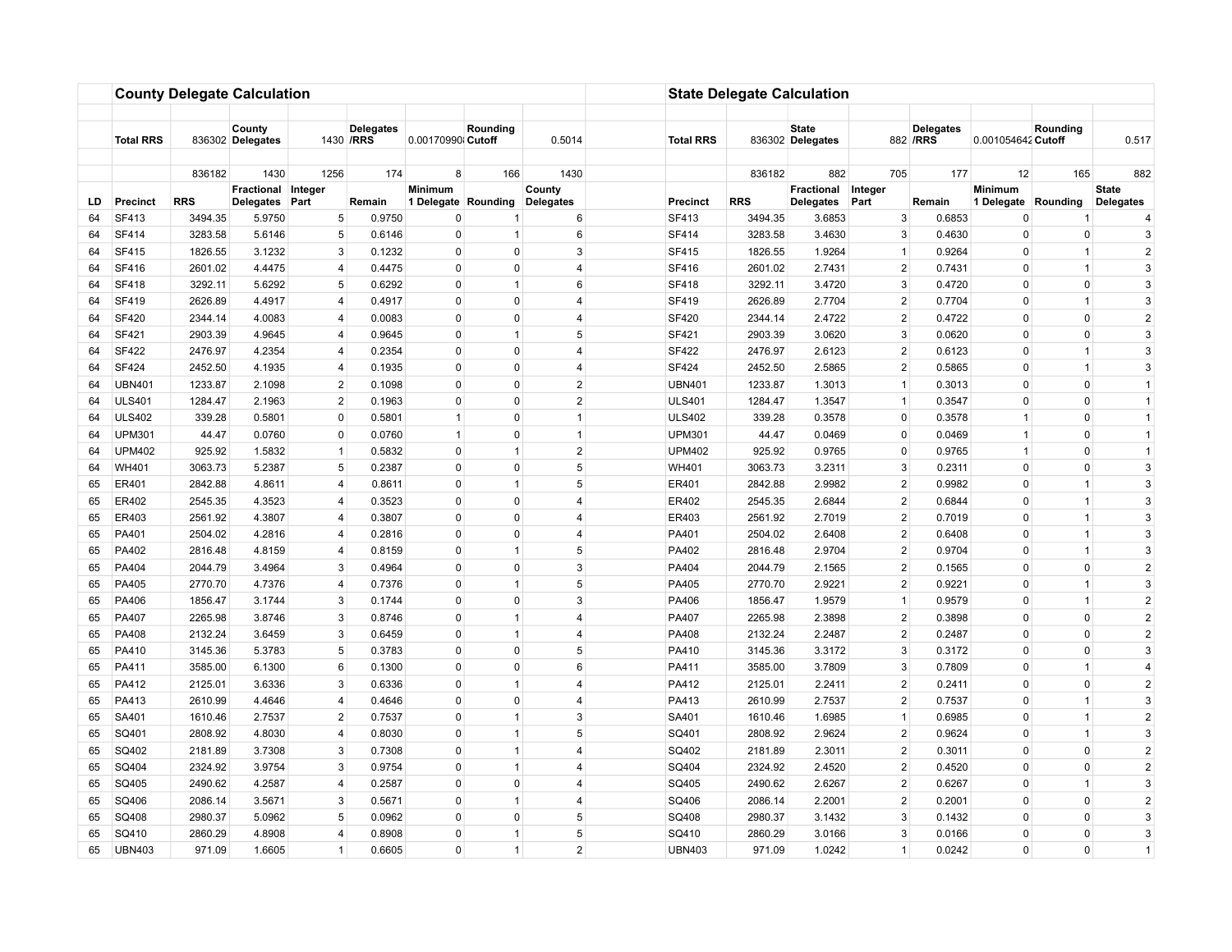## County Delegate Calculation

| | Total RRS | 836302 | County Delegates | 1430 | Delegates /RRS | 0.00170990 | Rounding Cutoff | 0.5014 |
|---|---|---|---|---|---|---|---|---|
| | | 836182 | 1430 | 1256 | 174 | 8 | 166 | 1430 |
| LD | Precinct | RRS | Fractional Delegates | Integer Part | Remain | Minimum 1 Delegate | Rounding | County Delegates |
| 64 | SF413 | 3494.35 | 5.9750 | 5 | 0.9750 | 0 | 1 | 6 |
| 64 | SF414 | 3283.58 | 5.6146 | 5 | 0.6146 | 0 | 1 | 6 |
| 64 | SF415 | 1826.55 | 3.1232 | 3 | 0.1232 | 0 | 0 | 3 |
| 64 | SF416 | 2601.02 | 4.4475 | 4 | 0.4475 | 0 | 0 | 4 |
| 64 | SF418 | 3292.11 | 5.6292 | 5 | 0.6292 | 0 | 1 | 6 |
| 64 | SF419 | 2626.89 | 4.4917 | 4 | 0.4917 | 0 | 0 | 4 |
| 64 | SF420 | 2344.14 | 4.0083 | 4 | 0.0083 | 0 | 0 | 4 |
| 64 | SF421 | 2903.39 | 4.9645 | 4 | 0.9645 | 0 | 1 | 5 |
| 64 | SF422 | 2476.97 | 4.2354 | 4 | 0.2354 | 0 | 0 | 4 |
| 64 | SF424 | 2452.50 | 4.1935 | 4 | 0.1935 | 0 | 0 | 4 |
| 64 | UBN401 | 1233.87 | 2.1098 | 2 | 0.1098 | 0 | 0 | 2 |
| 64 | ULS401 | 1284.47 | 2.1963 | 2 | 0.1963 | 0 | 0 | 2 |
| 64 | ULS402 | 339.28 | 0.5801 | 0 | 0.5801 | 1 | 0 | 1 |
| 64 | UPM301 | 44.47 | 0.0760 | 0 | 0.0760 | 1 | 0 | 1 |
| 64 | UPM402 | 925.92 | 1.5832 | 1 | 0.5832 | 0 | 1 | 2 |
| 64 | WH401 | 3063.73 | 5.2387 | 5 | 0.2387 | 0 | 0 | 5 |
| 65 | ER401 | 2842.88 | 4.8611 | 4 | 0.8611 | 0 | 1 | 5 |
| 65 | ER402 | 2545.35 | 4.3523 | 4 | 0.3523 | 0 | 0 | 4 |
| 65 | ER403 | 2561.92 | 4.3807 | 4 | 0.3807 | 0 | 0 | 4 |
| 65 | PA401 | 2504.02 | 4.2816 | 4 | 0.2816 | 0 | 0 | 4 |
| 65 | PA402 | 2816.48 | 4.8159 | 4 | 0.8159 | 0 | 1 | 5 |
| 65 | PA404 | 2044.79 | 3.4964 | 3 | 0.4964 | 0 | 0 | 3 |
| 65 | PA405 | 2770.70 | 4.7376 | 4 | 0.7376 | 0 | 1 | 5 |
| 65 | PA406 | 1856.47 | 3.1744 | 3 | 0.1744 | 0 | 0 | 3 |
| 65 | PA407 | 2265.98 | 3.8746 | 3 | 0.8746 | 0 | 1 | 4 |
| 65 | PA408 | 2132.24 | 3.6459 | 3 | 0.6459 | 0 | 1 | 4 |
| 65 | PA410 | 3145.36 | 5.3783 | 5 | 0.3783 | 0 | 0 | 5 |
| 65 | PA411 | 3585.00 | 6.1300 | 6 | 0.1300 | 0 | 0 | 6 |
| 65 | PA412 | 2125.01 | 3.6336 | 3 | 0.6336 | 0 | 1 | 4 |
| 65 | PA413 | 2610.99 | 4.4646 | 4 | 0.4646 | 0 | 0 | 4 |
| 65 | SA401 | 1610.46 | 2.7537 | 2 | 0.7537 | 0 | 1 | 3 |
| 65 | SQ401 | 2808.92 | 4.8030 | 4 | 0.8030 | 0 | 1 | 5 |
| 65 | SQ402 | 2181.89 | 3.7308 | 3 | 0.7308 | 0 | 1 | 4 |
| 65 | SQ404 | 2324.92 | 3.9754 | 3 | 0.9754 | 0 | 1 | 4 |
| 65 | SQ405 | 2490.62 | 4.2587 | 4 | 0.2587 | 0 | 0 | 4 |
| 65 | SQ406 | 2086.14 | 3.5671 | 3 | 0.5671 | 0 | 1 | 4 |
| 65 | SQ408 | 2980.37 | 5.0962 | 5 | 0.0962 | 0 | 0 | 5 |
| 65 | SQ410 | 2860.29 | 4.8908 | 4 | 0.8908 | 0 | 1 | 5 |
| 65 | UBN403 | 971.09 | 1.6605 | 1 | 0.6605 | 0 | 1 | 2 |

## State Delegate Calculation

| Total RRS | 836302 | State Delegates | 882 | Delegates /RRS | 0.001054642 | Rounding Cutoff | 0.517 |
|---|---|---|---|---|---|---|---|
| | 836182 | 882 | 705 | 177 | 12 | 165 | 882 |
| Precinct | RRS | Fractional Delegates | Integer Part | Remain | Minimum 1 Delegate | Rounding | State Delegates |
| SF413 | 3494.35 | 3.6853 | 3 | 0.6853 | 0 | 1 | 4 |
| SF414 | 3283.58 | 3.4630 | 3 | 0.4630 | 0 | 0 | 3 |
| SF415 | 1826.55 | 1.9264 | 1 | 0.9264 | 0 | 1 | 2 |
| SF416 | 2601.02 | 2.7431 | 2 | 0.7431 | 0 | 1 | 3 |
| SF418 | 3292.11 | 3.4720 | 3 | 0.4720 | 0 | 0 | 3 |
| SF419 | 2626.89 | 2.7704 | 2 | 0.7704 | 0 | 1 | 3 |
| SF420 | 2344.14 | 2.4722 | 2 | 0.4722 | 0 | 0 | 2 |
| SF421 | 2903.39 | 3.0620 | 3 | 0.0620 | 0 | 0 | 3 |
| SF422 | 2476.97 | 2.6123 | 2 | 0.6123 | 0 | 1 | 3 |
| SF424 | 2452.50 | 2.5865 | 2 | 0.5865 | 0 | 1 | 3 |
| UBN401 | 1233.87 | 1.3013 | 1 | 0.3013 | 0 | 0 | 1 |
| ULS401 | 1284.47 | 1.3547 | 1 | 0.3547 | 0 | 0 | 1 |
| ULS402 | 339.28 | 0.3578 | 0 | 0.3578 | 1 | 0 | 1 |
| UPM301 | 44.47 | 0.0469 | 0 | 0.0469 | 1 | 0 | 1 |
| UPM402 | 925.92 | 0.9765 | 0 | 0.9765 | 1 | 0 | 1 |
| WH401 | 3063.73 | 3.2311 | 3 | 0.2311 | 0 | 0 | 3 |
| ER401 | 2842.88 | 2.9982 | 2 | 0.9982 | 0 | 1 | 3 |
| ER402 | 2545.35 | 2.6844 | 2 | 0.6844 | 0 | 1 | 3 |
| ER403 | 2561.92 | 2.7019 | 2 | 0.7019 | 0 | 1 | 3 |
| PA401 | 2504.02 | 2.6408 | 2 | 0.6408 | 0 | 1 | 3 |
| PA402 | 2816.48 | 2.9704 | 2 | 0.9704 | 0 | 1 | 3 |
| PA404 | 2044.79 | 2.1565 | 2 | 0.1565 | 0 | 0 | 2 |
| PA405 | 2770.70 | 2.9221 | 2 | 0.9221 | 0 | 1 | 3 |
| PA406 | 1856.47 | 1.9579 | 1 | 0.9579 | 0 | 1 | 2 |
| PA407 | 2265.98 | 2.3898 | 2 | 0.3898 | 0 | 0 | 2 |
| PA408 | 2132.24 | 2.2487 | 2 | 0.2487 | 0 | 0 | 2 |
| PA410 | 3145.36 | 3.3172 | 3 | 0.3172 | 0 | 0 | 3 |
| PA411 | 3585.00 | 3.7809 | 3 | 0.7809 | 0 | 1 | 4 |
| PA412 | 2125.01 | 2.2411 | 2 | 0.2411 | 0 | 0 | 2 |
| PA413 | 2610.99 | 2.7537 | 2 | 0.7537 | 0 | 1 | 3 |
| SA401 | 1610.46 | 1.6985 | 1 | 0.6985 | 0 | 1 | 2 |
| SQ401 | 2808.92 | 2.9624 | 2 | 0.9624 | 0 | 1 | 3 |
| SQ402 | 2181.89 | 2.3011 | 2 | 0.3011 | 0 | 0 | 2 |
| SQ404 | 2324.92 | 2.4520 | 2 | 0.4520 | 0 | 0 | 2 |
| SQ405 | 2490.62 | 2.6267 | 2 | 0.6267 | 0 | 1 | 3 |
| SQ406 | 2086.14 | 2.2001 | 2 | 0.2001 | 0 | 0 | 2 |
| SQ408 | 2980.37 | 3.1432 | 3 | 0.1432 | 0 | 0 | 3 |
| SQ410 | 2860.29 | 3.0166 | 3 | 0.0166 | 0 | 0 | 3 |
| UBN403 | 971.09 | 1.0242 | 1 | 0.0242 | 0 | 0 | 1 |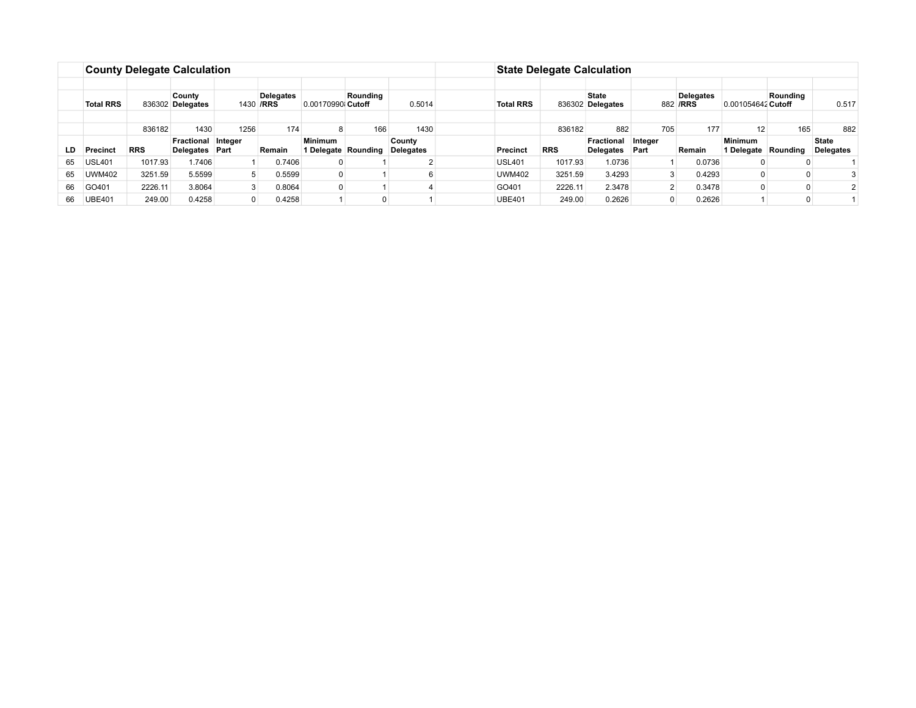## County Delegate Calculation

| | | | | | | | |
|---|---|---|---|---|---|---|---|
| | **Total RRS** | 836302 | **County Delegates** | 1430 | **Delegates /RRS** | 0.00170990 | **Rounding Cutoff** | 0.5014 |

| | | | | | | | | |
|---|---|---|---|---|---|---|---|---|
| | | 836182 | 1430 | 1256 | 174 | 8 | 166 | 1430 |
| **LD** | **Precinct** | **RRS** | **Fractional Delegates** | **Integer Part** | **Remain** | **Minimum 1 Delegate** | **Rounding** | **County Delegates** |
| 65 | USL401 | 1017.93 | 1.7406 | 1 | 0.7406 | 0 | 1 | 2 |
| 65 | UWM402 | 3251.59 | 5.5599 | 5 | 0.5599 | 0 | 1 | 6 |
| 66 | GO401 | 2226.11 | 3.8064 | 3 | 0.8064 | 0 | 1 | 4 |
| 66 | UBE401 | 249.00 | 0.4258 | 0 | 0.4258 | 1 | 0 | 1 |

## State Delegate Calculation

| | | | | | | | |
|---|---|---|---|---|---|---|---|
| **Total RRS** | 836302 | **State Delegates** | 882 | **Delegates /RRS** | 0.001054642 | **Rounding Cutoff** | 0.517 |

| | | | | | | | |
|---|---|---|---|---|---|---|---|
| | 836182 | 882 | 705 | 177 | 12 | 165 | 882 |
| **Precinct** | **RRS** | **Fractional Delegates** | **Integer Part** | **Remain** | **Minimum 1 Delegate** | **Rounding** | **State Delegates** |
| USL401 | 1017.93 | 1.0736 | 1 | 0.0736 | 0 | 0 | 1 |
| UWM402 | 3251.59 | 3.4293 | 3 | 0.4293 | 0 | 0 | 3 |
| GO401 | 2226.11 | 2.3478 | 2 | 0.3478 | 0 | 0 | 2 |
| UBE401 | 249.00 | 0.2626 | 0 | 0.2626 | 1 | 0 | 1 |